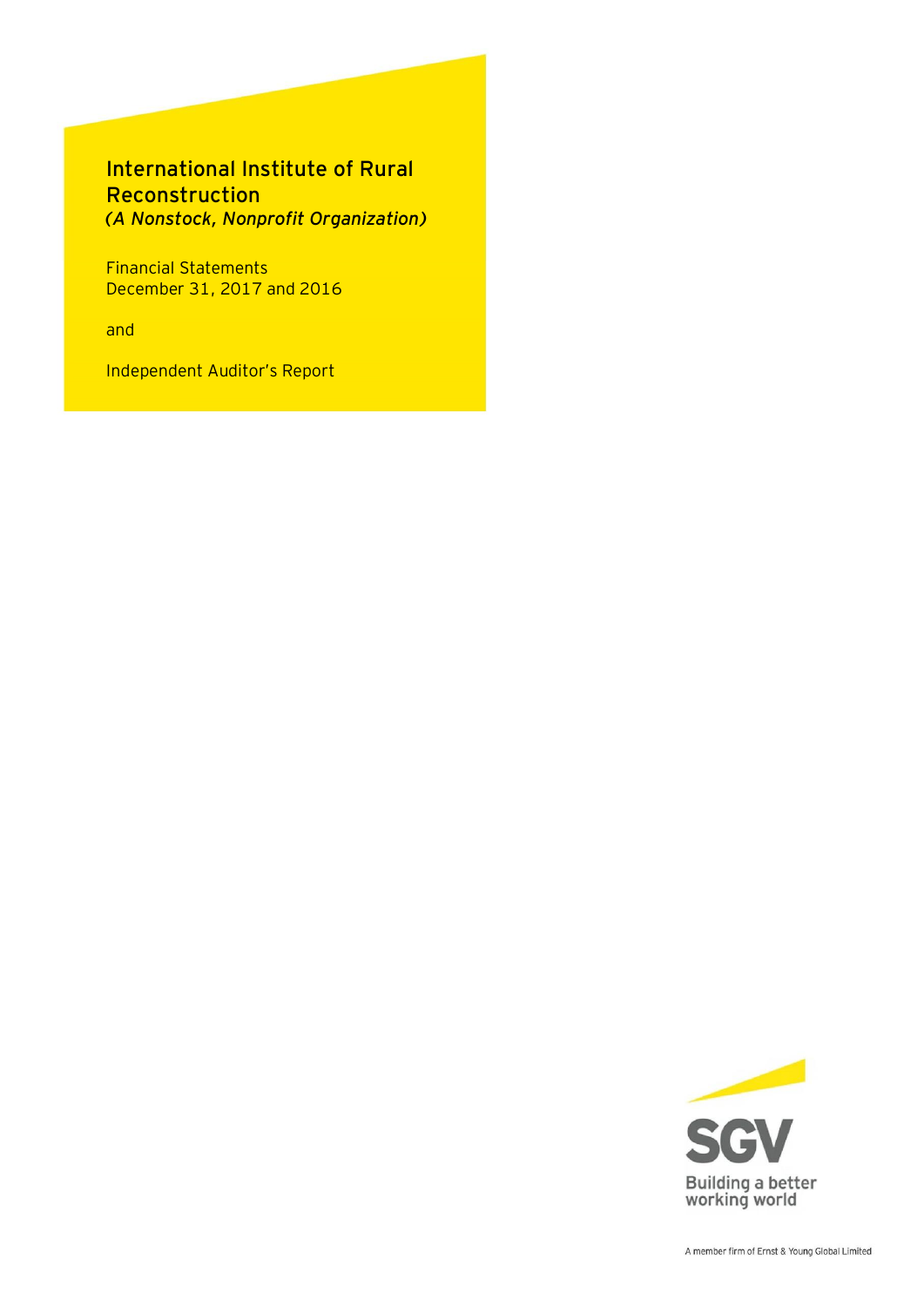# International Institute of Rural Reconstruction

*(A Nonstock, Nonprofit Organization)*

Financial Statements
December 31, 2017 and 2016

and

Independent Auditor's Report

SGV

Building a better working world

A member firm of Ernst & Young Global Limited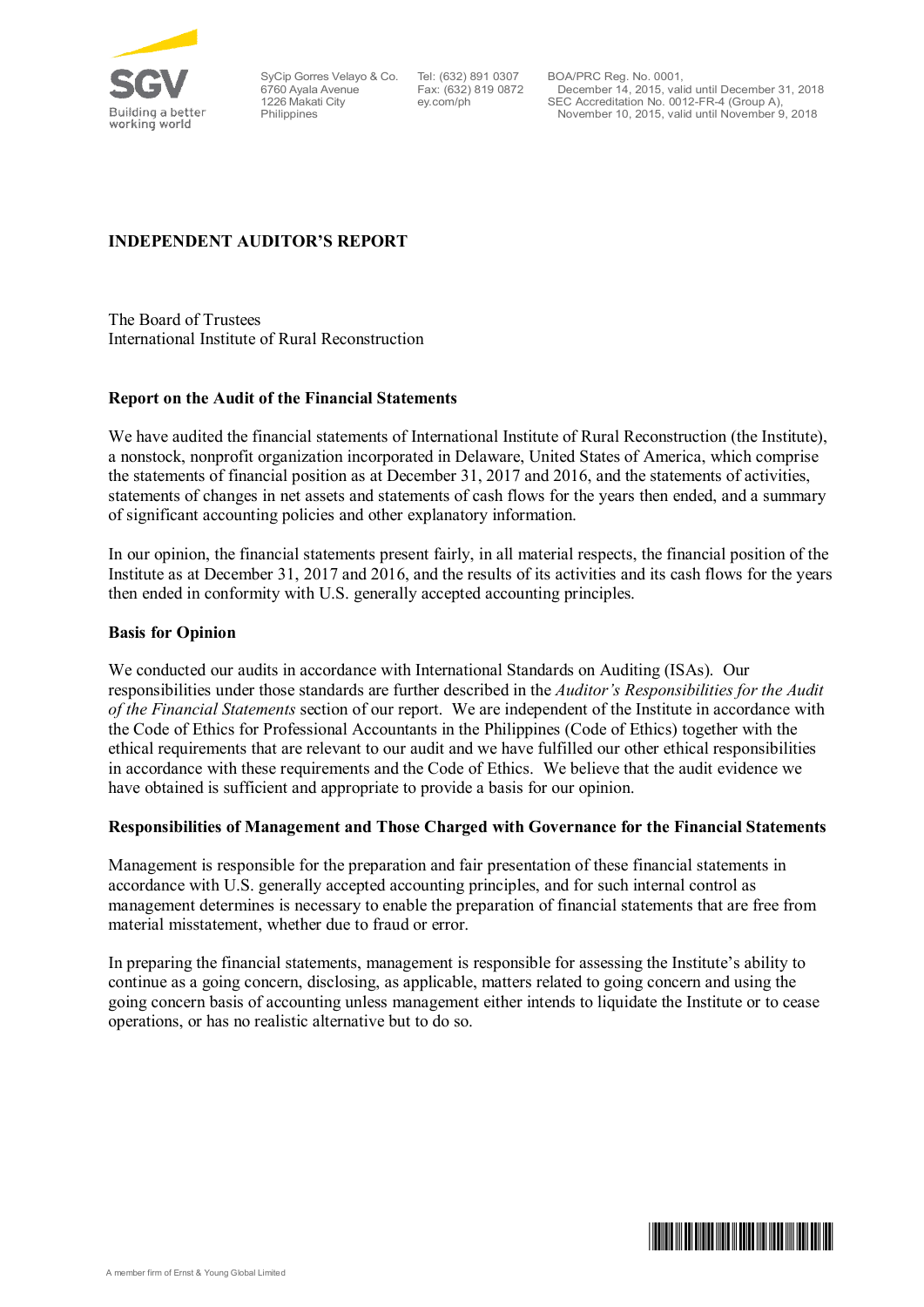# INDEPENDENT AUDITOR'S REPORT

The Board of Trustees
International Institute of Rural Reconstruction

## Report on the Audit of the Financial Statements

We have audited the financial statements of International Institute of Rural Reconstruction (the Institute), a nonstock, nonprofit organization incorporated in Delaware, United States of America, which comprise the statements of financial position as at December 31, 2017 and 2016, and the statements of activities, statements of changes in net assets and statements of cash flows for the years then ended, and a summary of significant accounting policies and other explanatory information.

In our opinion, the financial statements present fairly, in all material respects, the financial position of the Institute as at December 31, 2017 and 2016, and the results of its activities and its cash flows for the years then ended in conformity with U.S. generally accepted accounting principles.

## Basis for Opinion

We conducted our audits in accordance with International Standards on Auditing (ISAs). Our responsibilities under those standards are further described in the *Auditor's Responsibilities for the Audit of the Financial Statements* section of our report. We are independent of the Institute in accordance with the Code of Ethics for Professional Accountants in the Philippines (Code of Ethics) together with the ethical requirements that are relevant to our audit and we have fulfilled our other ethical responsibilities in accordance with these requirements and the Code of Ethics. We believe that the audit evidence we have obtained is sufficient and appropriate to provide a basis for our opinion.

## Responsibilities of Management and Those Charged with Governance for the Financial Statements

Management is responsible for the preparation and fair presentation of these financial statements in accordance with U.S. generally accepted accounting principles, and for such internal control as management determines is necessary to enable the preparation of financial statements that are free from material misstatement, whether due to fraud or error.

In preparing the financial statements, management is responsible for assessing the Institute's ability to continue as a going concern, disclosing, as applicable, matters related to going concern and using the going concern basis of accounting unless management either intends to liquidate the Institute or to cease operations, or has no realistic alternative but to do so.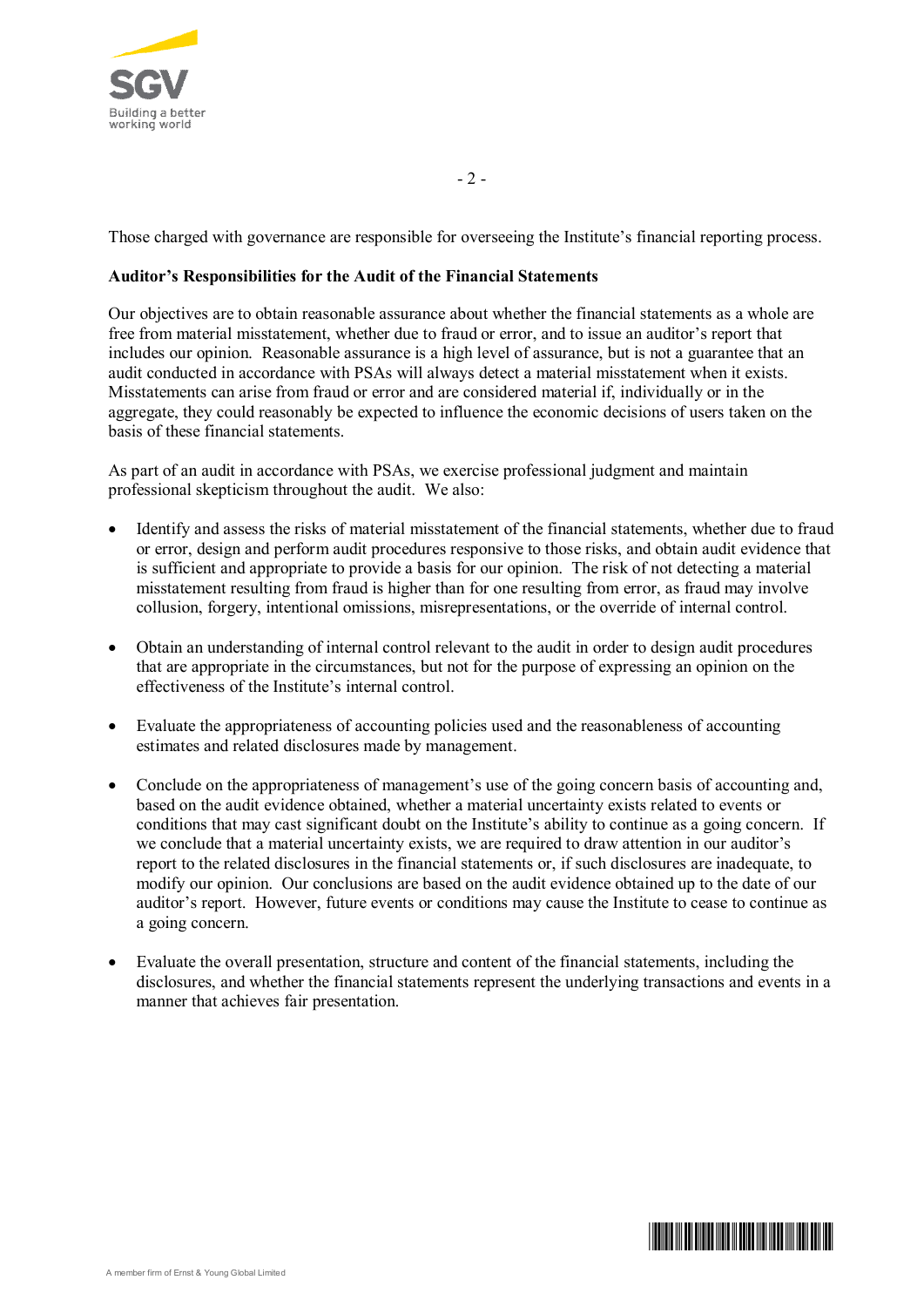Those charged with governance are responsible for overseeing the Institute's financial reporting process.

**Auditor's Responsibilities for the Audit of the Financial Statements**

Our objectives are to obtain reasonable assurance about whether the financial statements as a whole are free from material misstatement, whether due to fraud or error, and to issue an auditor's report that includes our opinion. Reasonable assurance is a high level of assurance, but is not a guarantee that an audit conducted in accordance with PSAs will always detect a material misstatement when it exists. Misstatements can arise from fraud or error and are considered material if, individually or in the aggregate, they could reasonably be expected to influence the economic decisions of users taken on the basis of these financial statements.

As part of an audit in accordance with PSAs, we exercise professional judgment and maintain professional skepticism throughout the audit. We also:

- Identify and assess the risks of material misstatement of the financial statements, whether due to fraud or error, design and perform audit procedures responsive to those risks, and obtain audit evidence that is sufficient and appropriate to provide a basis for our opinion. The risk of not detecting a material misstatement resulting from fraud is higher than for one resulting from error, as fraud may involve collusion, forgery, intentional omissions, misrepresentations, or the override of internal control.

- Obtain an understanding of internal control relevant to the audit in order to design audit procedures that are appropriate in the circumstances, but not for the purpose of expressing an opinion on the effectiveness of the Institute's internal control.

- Evaluate the appropriateness of accounting policies used and the reasonableness of accounting estimates and related disclosures made by management.

- Conclude on the appropriateness of management's use of the going concern basis of accounting and, based on the audit evidence obtained, whether a material uncertainty exists related to events or conditions that may cast significant doubt on the Institute's ability to continue as a going concern. If we conclude that a material uncertainty exists, we are required to draw attention in our auditor's report to the related disclosures in the financial statements or, if such disclosures are inadequate, to modify our opinion. Our conclusions are based on the audit evidence obtained up to the date of our auditor's report. However, future events or conditions may cause the Institute to cease to continue as a going concern.

- Evaluate the overall presentation, structure and content of the financial statements, including the disclosures, and whether the financial statements represent the underlying transactions and events in a manner that achieves fair presentation.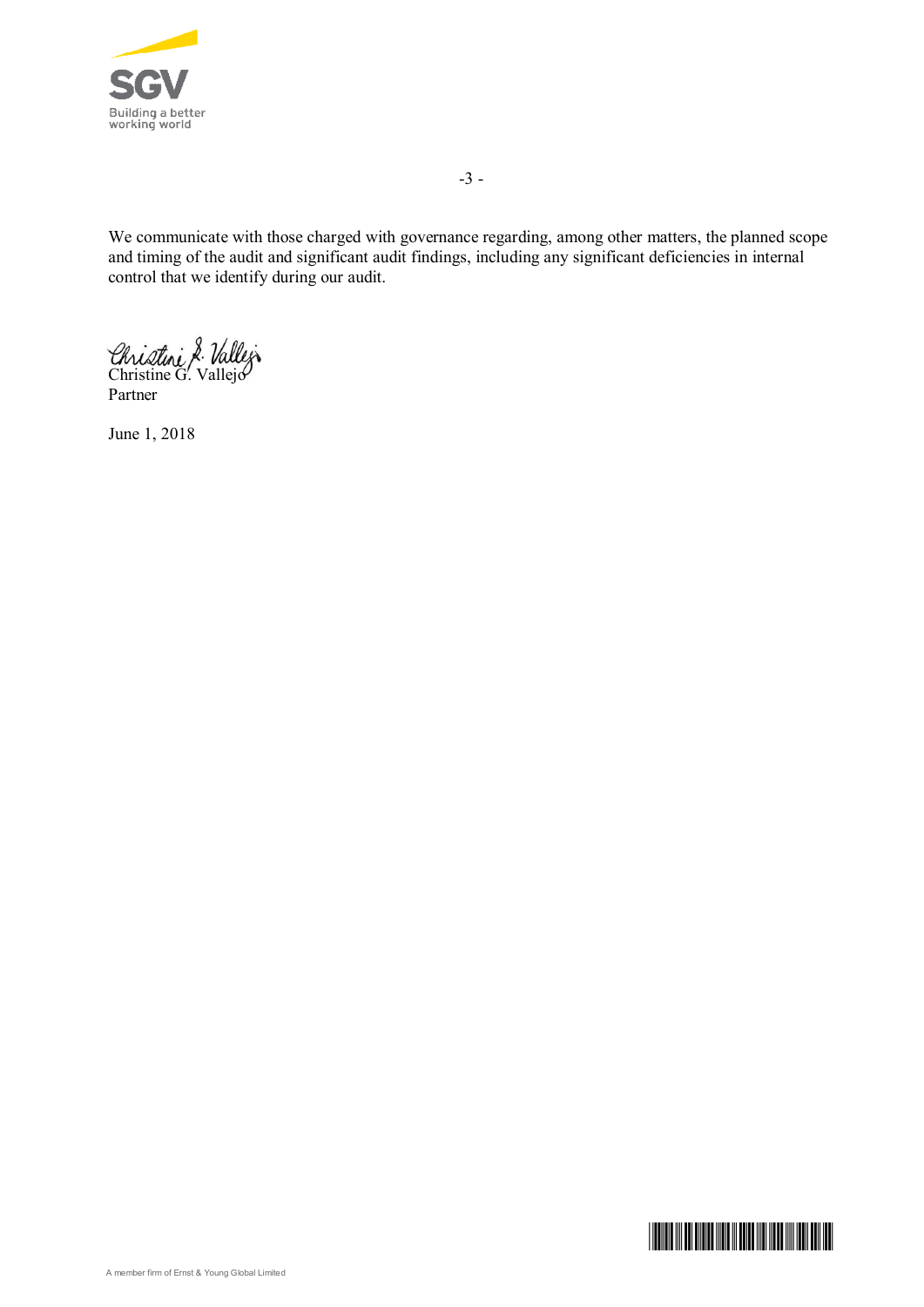We communicate with those charged with governance regarding, among other matters, the planned scope and timing of the audit and significant audit findings, including any significant deficiencies in internal control that we identify during our audit.

Christine G. Vallejo
Partner

June 1, 2018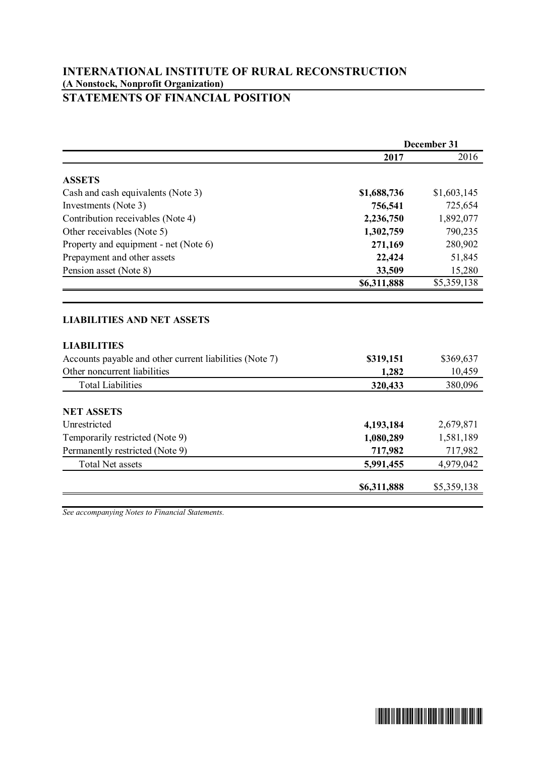# INTERNATIONAL INSTITUTE OF RURAL RECONSTRUCTION

**(A Nonstock, Nonprofit Organization)**

## STATEMENTS OF FINANCIAL POSITION

| | December 31 | |
|---|---|---|
| | **2017** | 2016 |
| **ASSETS** | | |
| Cash and cash equivalents (Note 3) | **$1,688,736** | $1,603,145 |
| Investments (Note 3) | **756,541** | 725,654 |
| Contribution receivables (Note 4) | **2,236,750** | 1,892,077 |
| Other receivables (Note 5) | **1,302,759** | 790,235 |
| Property and equipment - net (Note 6) | **271,169** | 280,902 |
| Prepayment and other assets | **22,424** | 51,845 |
| Pension asset (Note 8) | **33,509** | 15,280 |
| | **$6,311,888** | $5,359,138 |

| | **2017** | 2016 |
|---|---|---|
| **LIABILITIES AND NET ASSETS** | | |
| **LIABILITIES** | | |
| Accounts payable and other current liabilities (Note 7) | **$319,151** | $369,637 |
| Other noncurrent liabilities | **1,282** | 10,459 |
| Total Liabilities | **320,433** | 380,096 |
| **NET ASSETS** | | |
| Unrestricted | **4,193,184** | 2,679,871 |
| Temporarily restricted (Note 9) | **1,080,289** | 1,581,189 |
| Permanently restricted (Note 9) | **717,982** | 717,982 |
| Total Net assets | **5,991,455** | 4,979,042 |
| | **$6,311,888** | $5,359,138 |

*See accompanying Notes to Financial Statements.*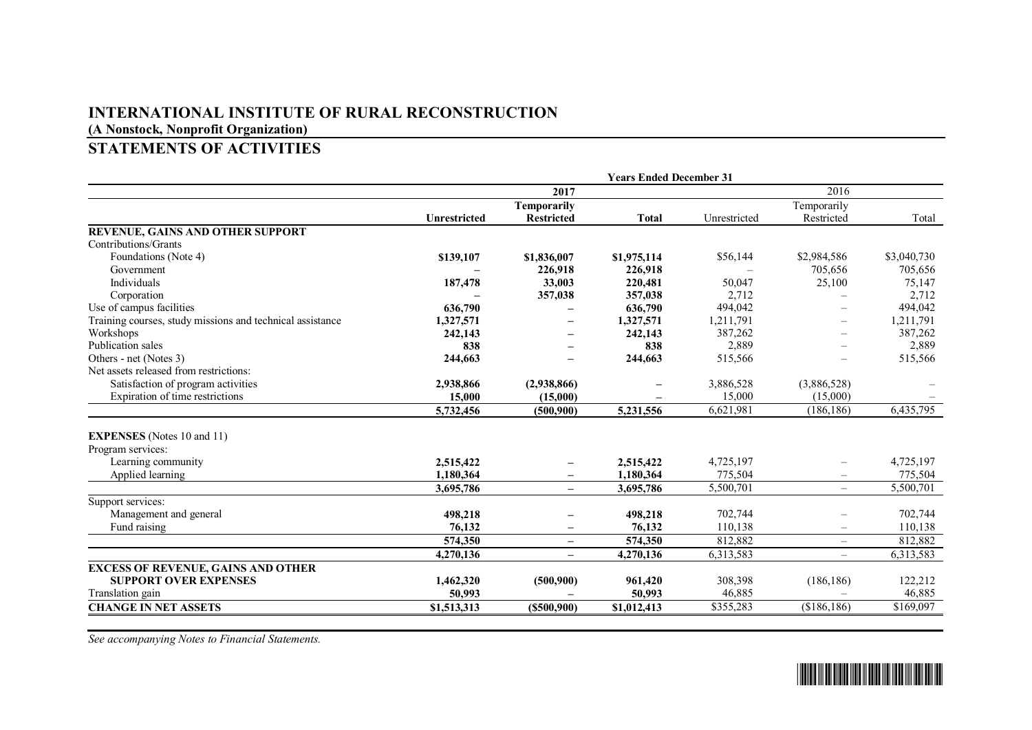# INTERNATIONAL INSTITUTE OF RURAL RECONSTRUCTION

**(A Nonstock, Nonprofit Organization)**

## STATEMENTS OF ACTIVITIES

| | Years Ended December 31 | | | | | |
|---|---|---|---|---|---|---|
| | **2017** | | | 2016 | | |
| | **Unrestricted** | **Temporarily Restricted** | **Total** | Unrestricted | Temporarily Restricted | Total |
| **REVENUE, GAINS AND OTHER SUPPORT** | | | | | | |
| Contributions/Grants | | | | | | |
| Foundations (Note 4) | **$139,107** | **$1,836,007** | **$1,975,114** | $56,144 | $2,984,586 | $3,040,730 |
| Government | **–** | **226,918** | **226,918** | – | 705,656 | 705,656 |
| Individuals | **187,478** | **33,003** | **220,481** | 50,047 | 25,100 | 75,147 |
| Corporation | **–** | **357,038** | **357,038** | 2,712 | – | 2,712 |
| Use of campus facilities | **636,790** | **–** | **636,790** | 494,042 | – | 494,042 |
| Training courses, study missions and technical assistance | **1,327,571** | **–** | **1,327,571** | 1,211,791 | – | 1,211,791 |
| Workshops | **242,143** | **–** | **242,143** | 387,262 | – | 387,262 |
| Publication sales | **838** | **–** | **838** | 2,889 | – | 2,889 |
| Others - net (Notes 3) | **244,663** | **–** | **244,663** | 515,566 | – | 515,566 |
| Net assets released from restrictions: | | | | | | |
| Satisfaction of program activities | **2,938,866** | **(2,938,866)** | **–** | 3,886,528 | (3,886,528) | – |
| Expiration of time restrictions | **15,000** | **(15,000)** | **–** | 15,000 | (15,000) | – |
| | **5,732,456** | **(500,900)** | **5,231,556** | 6,621,981 | (186,186) | 6,435,795 |
| **EXPENSES** (Notes 10 and 11) | | | | | | |
| Program services: | | | | | | |
| Learning community | **2,515,422** | **–** | **2,515,422** | 4,725,197 | – | 4,725,197 |
| Applied learning | **1,180,364** | **–** | **1,180,364** | 775,504 | – | 775,504 |
| | **3,695,786** | **–** | **3,695,786** | 5,500,701 | – | 5,500,701 |
| Support services: | | | | | | |
| Management and general | **498,218** | **–** | **498,218** | 702,744 | – | 702,744 |
| Fund raising | **76,132** | **–** | **76,132** | 110,138 | – | 110,138 |
| | **574,350** | **–** | **574,350** | 812,882 | – | 812,882 |
| | **4,270,136** | **–** | **4,270,136** | 6,313,583 | – | 6,313,583 |
| **EXCESS OF REVENUE, GAINS AND OTHER SUPPORT OVER EXPENSES** | **1,462,320** | **(500,900)** | **961,420** | 308,398 | (186,186) | 122,212 |
| Translation gain | **50,993** | **–** | **50,993** | 46,885 | – | 46,885 |
| **CHANGE IN NET ASSETS** | **$1,513,313** | **($500,900)** | **$1,012,413** | $355,283 | ($186,186) | $169,097 |

*See accompanying Notes to Financial Statements.*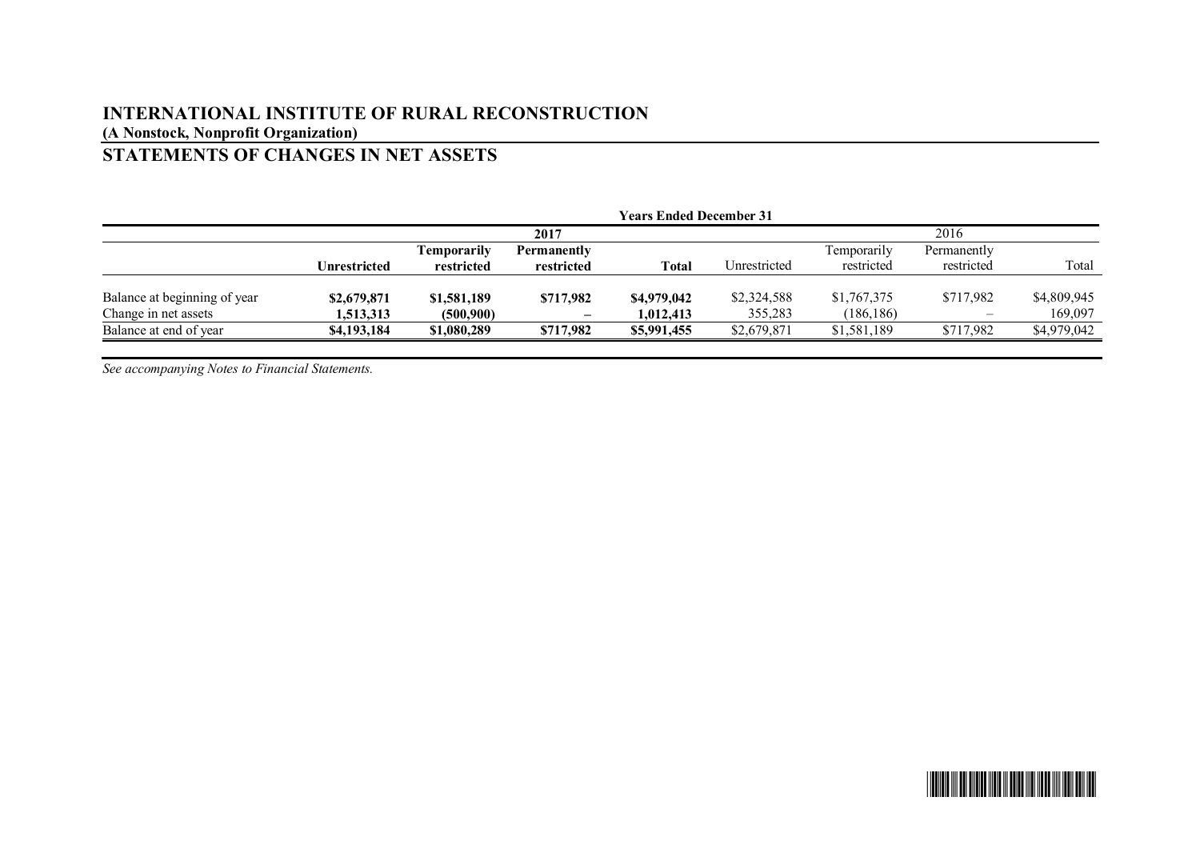# INTERNATIONAL INSTITUTE OF RURAL RECONSTRUCTION

**(A Nonstock, Nonprofit Organization)**

## STATEMENTS OF CHANGES IN NET ASSETS

| | Years Ended December 31 | | | | | | | |
|---|---|---|---|---|---|---|---|---|
| | **2017** | | | | 2016 | | | |
| | **Unrestricted** | **Temporarily restricted** | **Permanently restricted** | **Total** | Unrestricted | Temporarily restricted | Permanently restricted | Total |
| Balance at beginning of year | **\$2,679,871** | **\$1,581,189** | **\$717,982** | **\$4,979,042** | \$2,324,588 | \$1,767,375 | \$717,982 | \$4,809,945 |
| Change in net assets | **1,513,313** | **(500,900)** | **–** | **1,012,413** | 355,283 | (186,186) | – | 169,097 |
| Balance at end of year | **\$4,193,184** | **\$1,080,289** | **\$717,982** | **\$5,991,455** | \$2,679,871 | \$1,581,189 | \$717,982 | \$4,979,042 |

*See accompanying Notes to Financial Statements.*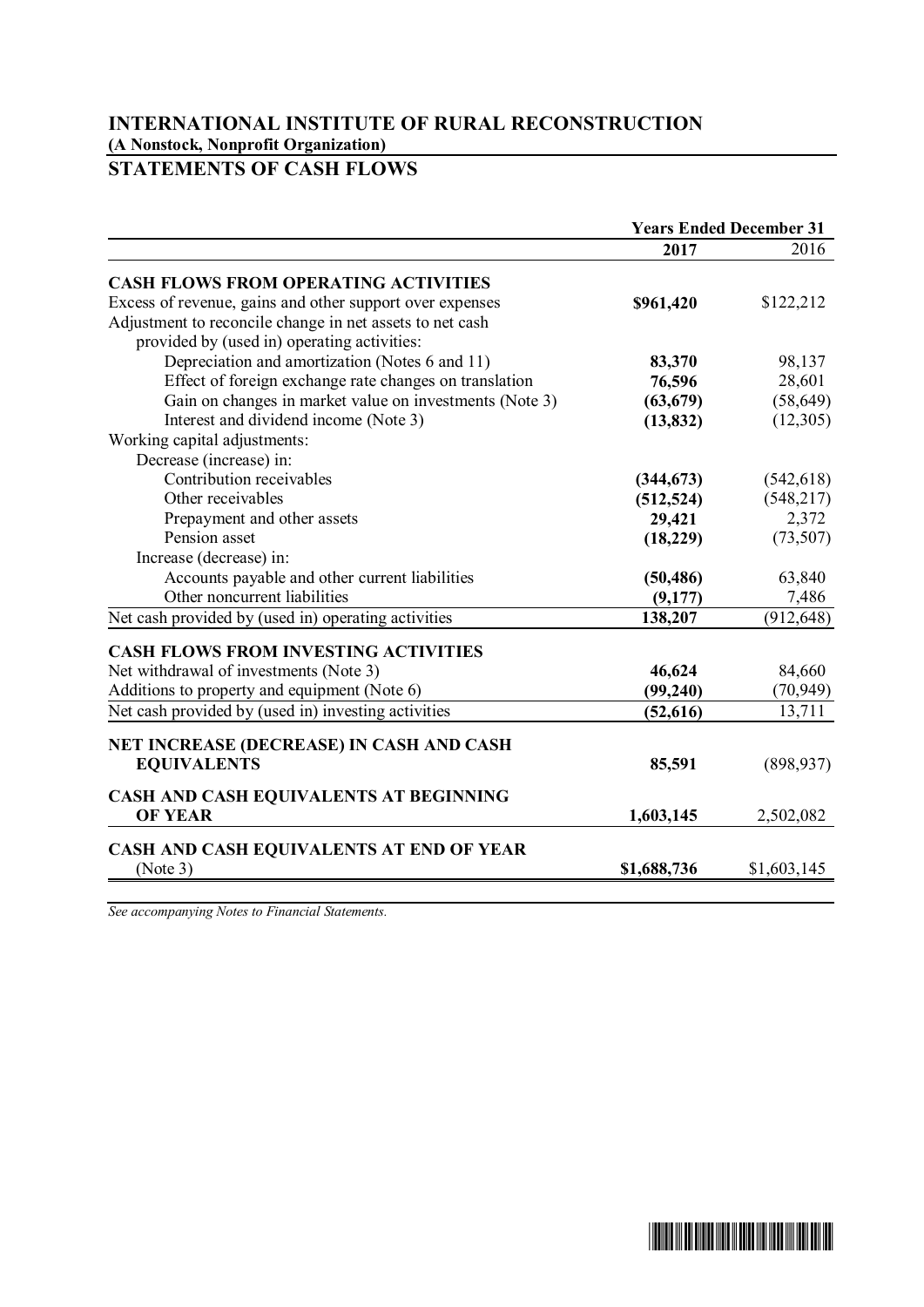# INTERNATIONAL INSTITUTE OF RURAL RECONSTRUCTION

**(A Nonstock, Nonprofit Organization)**

## STATEMENTS OF CASH FLOWS

| | Years Ended December 31 | |
|---|---|---|
| | **2017** | 2016 |
| **CASH FLOWS FROM OPERATING ACTIVITIES** | | |
| Excess of revenue, gains and other support over expenses | **$961,420** | $122,212 |
| Adjustment to reconcile change in net assets to net cash provided by (used in) operating activities: | | |
| Depreciation and amortization (Notes 6 and 11) | **83,370** | 98,137 |
| Effect of foreign exchange rate changes on translation | **76,596** | 28,601 |
| Gain on changes in market value on investments (Note 3) | **(63,679)** | (58,649) |
| Interest and dividend income (Note 3) | **(13,832)** | (12,305) |
| Working capital adjustments: | | |
| Decrease (increase) in: | | |
| Contribution receivables | **(344,673)** | (542,618) |
| Other receivables | **(512,524)** | (548,217) |
| Prepayment and other assets | **29,421** | 2,372 |
| Pension asset | **(18,229)** | (73,507) |
| Increase (decrease) in: | | |
| Accounts payable and other current liabilities | **(50,486)** | 63,840 |
| Other noncurrent liabilities | **(9,177)** | 7,486 |
| Net cash provided by (used in) operating activities | **138,207** | (912,648) |
| **CASH FLOWS FROM INVESTING ACTIVITIES** | | |
| Net withdrawal of investments (Note 3) | **46,624** | 84,660 |
| Additions to property and equipment (Note 6) | **(99,240)** | (70,949) |
| Net cash provided by (used in) investing activities | **(52,616)** | 13,711 |
| **NET INCREASE (DECREASE) IN CASH AND CASH EQUIVALENTS** | **85,591** | (898,937) |
| **CASH AND CASH EQUIVALENTS AT BEGINNING OF YEAR** | **1,603,145** | 2,502,082 |
| **CASH AND CASH EQUIVALENTS AT END OF YEAR** (Note 3) | **$1,688,736** | $1,603,145 |

*See accompanying Notes to Financial Statements.*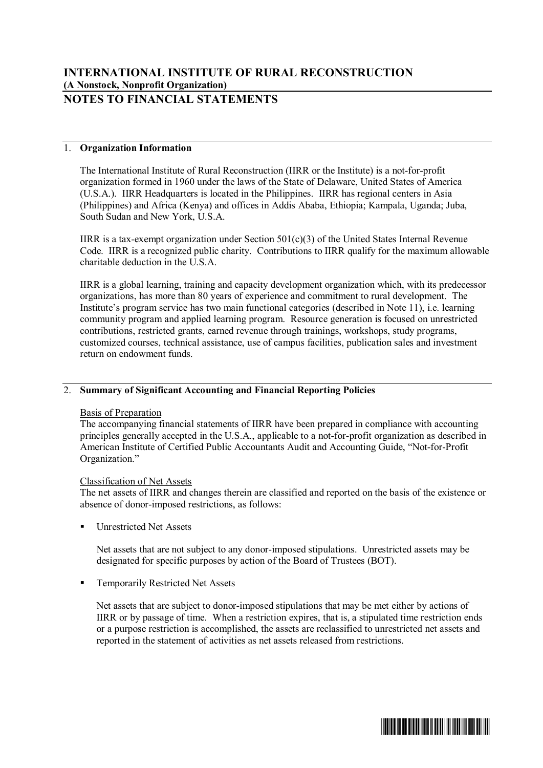# INTERNATIONAL INSTITUTE OF RURAL RECONSTRUCTION

**(A Nonstock, Nonprofit Organization)**

## NOTES TO FINANCIAL STATEMENTS

### 1. Organization Information

The International Institute of Rural Reconstruction (IIRR or the Institute) is a not-for-profit organization formed in 1960 under the laws of the State of Delaware, United States of America (U.S.A.). IIRR Headquarters is located in the Philippines. IIRR has regional centers in Asia (Philippines) and Africa (Kenya) and offices in Addis Ababa, Ethiopia; Kampala, Uganda; Juba, South Sudan and New York, U.S.A.

IIRR is a tax-exempt organization under Section 501(c)(3) of the United States Internal Revenue Code. IIRR is a recognized public charity. Contributions to IIRR qualify for the maximum allowable charitable deduction in the U.S.A.

IIRR is a global learning, training and capacity development organization which, with its predecessor organizations, has more than 80 years of experience and commitment to rural development. The Institute's program service has two main functional categories (described in Note 11), i.e. learning community program and applied learning program. Resource generation is focused on unrestricted contributions, restricted grants, earned revenue through trainings, workshops, study programs, customized courses, technical assistance, use of campus facilities, publication sales and investment return on endowment funds.

### 2. Summary of Significant Accounting and Financial Reporting Policies

Basis of Preparation

The accompanying financial statements of IIRR have been prepared in compliance with accounting principles generally accepted in the U.S.A., applicable to a not-for-profit organization as described in American Institute of Certified Public Accountants Audit and Accounting Guide, "Not-for-Profit Organization."

Classification of Net Assets

The net assets of IIRR and changes therein are classified and reported on the basis of the existence or absence of donor-imposed restrictions, as follows:

- Unrestricted Net Assets

  Net assets that are not subject to any donor-imposed stipulations. Unrestricted assets may be designated for specific purposes by action of the Board of Trustees (BOT).

- Temporarily Restricted Net Assets

  Net assets that are subject to donor-imposed stipulations that may be met either by actions of IIRR or by passage of time. When a restriction expires, that is, a stipulated time restriction ends or a purpose restriction is accomplished, the assets are reclassified to unrestricted net assets and reported in the statement of activities as net assets released from restrictions.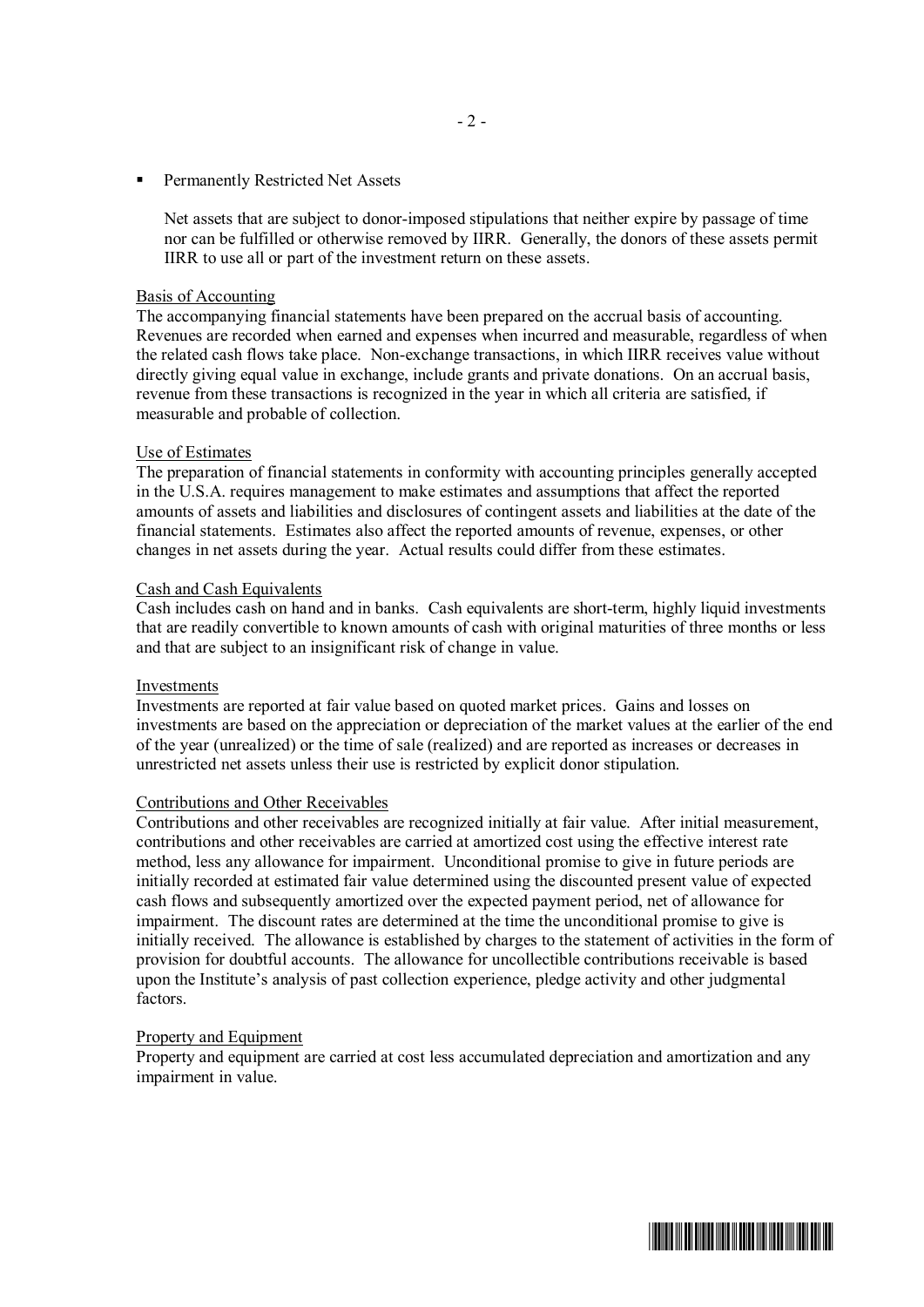- Permanently Restricted Net Assets

  Net assets that are subject to donor-imposed stipulations that neither expire by passage of time nor can be fulfilled or otherwise removed by IIRR. Generally, the donors of these assets permit IIRR to use all or part of the investment return on these assets.

<u>Basis of Accounting</u>
The accompanying financial statements have been prepared on the accrual basis of accounting. Revenues are recorded when earned and expenses when incurred and measurable, regardless of when the related cash flows take place. Non-exchange transactions, in which IIRR receives value without directly giving equal value in exchange, include grants and private donations. On an accrual basis, revenue from these transactions is recognized in the year in which all criteria are satisfied, if measurable and probable of collection.

<u>Use of Estimates</u>
The preparation of financial statements in conformity with accounting principles generally accepted in the U.S.A. requires management to make estimates and assumptions that affect the reported amounts of assets and liabilities and disclosures of contingent assets and liabilities at the date of the financial statements. Estimates also affect the reported amounts of revenue, expenses, or other changes in net assets during the year. Actual results could differ from these estimates.

<u>Cash and Cash Equivalents</u>
Cash includes cash on hand and in banks. Cash equivalents are short-term, highly liquid investments that are readily convertible to known amounts of cash with original maturities of three months or less and that are subject to an insignificant risk of change in value.

<u>Investments</u>
Investments are reported at fair value based on quoted market prices. Gains and losses on investments are based on the appreciation or depreciation of the market values at the earlier of the end of the year (unrealized) or the time of sale (realized) and are reported as increases or decreases in unrestricted net assets unless their use is restricted by explicit donor stipulation.

<u>Contributions and Other Receivables</u>
Contributions and other receivables are recognized initially at fair value. After initial measurement, contributions and other receivables are carried at amortized cost using the effective interest rate method, less any allowance for impairment. Unconditional promise to give in future periods are initially recorded at estimated fair value determined using the discounted present value of expected cash flows and subsequently amortized over the expected payment period, net of allowance for impairment. The discount rates are determined at the time the unconditional promise to give is initially received. The allowance is established by charges to the statement of activities in the form of provision for doubtful accounts. The allowance for uncollectible contributions receivable is based upon the Institute's analysis of past collection experience, pledge activity and other judgmental factors.

<u>Property and Equipment</u>
Property and equipment are carried at cost less accumulated depreciation and amortization and any impairment in value.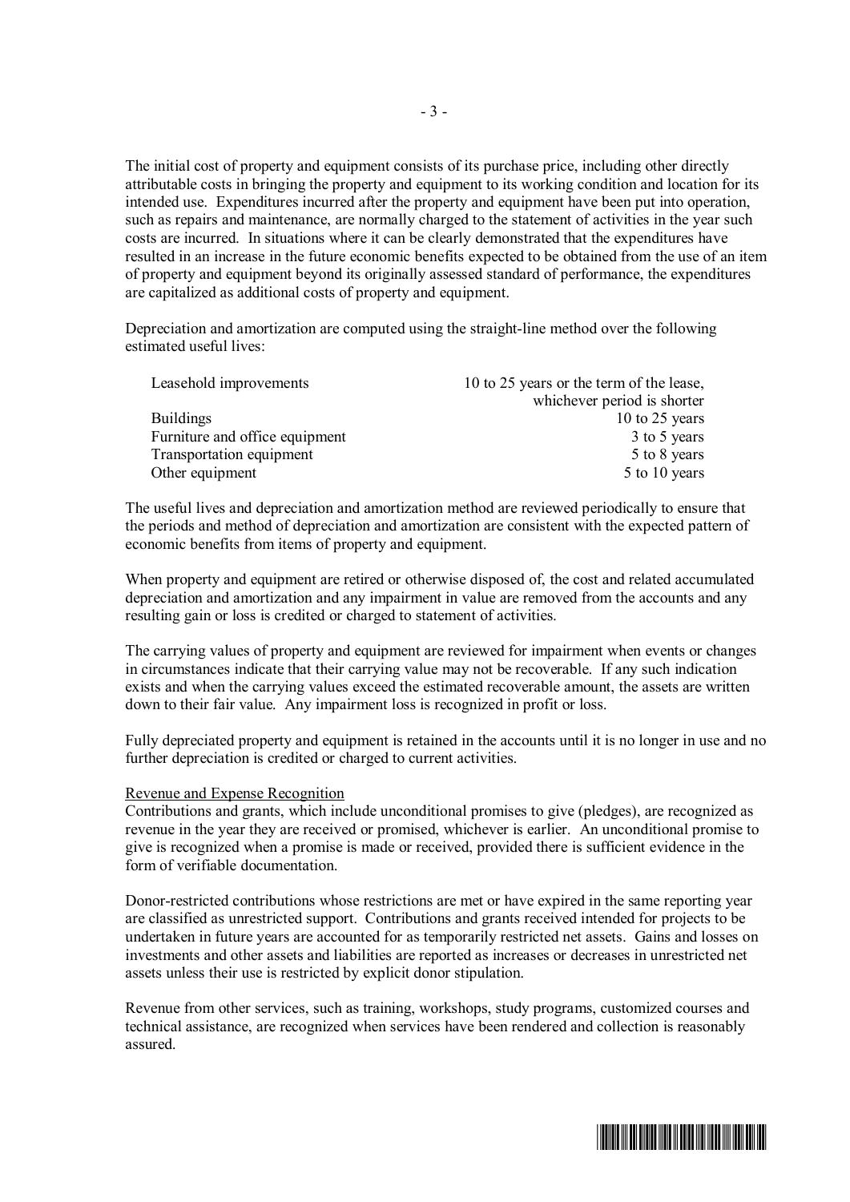The initial cost of property and equipment consists of its purchase price, including other directly attributable costs in bringing the property and equipment to its working condition and location for its intended use. Expenditures incurred after the property and equipment have been put into operation, such as repairs and maintenance, are normally charged to the statement of activities in the year such costs are incurred. In situations where it can be clearly demonstrated that the expenditures have resulted in an increase in the future economic benefits expected to be obtained from the use of an item of property and equipment beyond its originally assessed standard of performance, the expenditures are capitalized as additional costs of property and equipment.

Depreciation and amortization are computed using the straight-line method over the following estimated useful lives:

| | |
|---|---|
| Leasehold improvements | 10 to 25 years or the term of the lease, whichever period is shorter |
| Buildings | 10 to 25 years |
| Furniture and office equipment | 3 to 5 years |
| Transportation equipment | 5 to 8 years |
| Other equipment | 5 to 10 years |

The useful lives and depreciation and amortization method are reviewed periodically to ensure that the periods and method of depreciation and amortization are consistent with the expected pattern of economic benefits from items of property and equipment.

When property and equipment are retired or otherwise disposed of, the cost and related accumulated depreciation and amortization and any impairment in value are removed from the accounts and any resulting gain or loss is credited or charged to statement of activities.

The carrying values of property and equipment are reviewed for impairment when events or changes in circumstances indicate that their carrying value may not be recoverable. If any such indication exists and when the carrying values exceed the estimated recoverable amount, the assets are written down to their fair value. Any impairment loss is recognized in profit or loss.

Fully depreciated property and equipment is retained in the accounts until it is no longer in use and no further depreciation is credited or charged to current activities.

Revenue and Expense Recognition

Contributions and grants, which include unconditional promises to give (pledges), are recognized as revenue in the year they are received or promised, whichever is earlier. An unconditional promise to give is recognized when a promise is made or received, provided there is sufficient evidence in the form of verifiable documentation.

Donor-restricted contributions whose restrictions are met or have expired in the same reporting year are classified as unrestricted support. Contributions and grants received intended for projects to be undertaken in future years are accounted for as temporarily restricted net assets. Gains and losses on investments and other assets and liabilities are reported as increases or decreases in unrestricted net assets unless their use is restricted by explicit donor stipulation.

Revenue from other services, such as training, workshops, study programs, customized courses and technical assistance, are recognized when services have been rendered and collection is reasonably assured.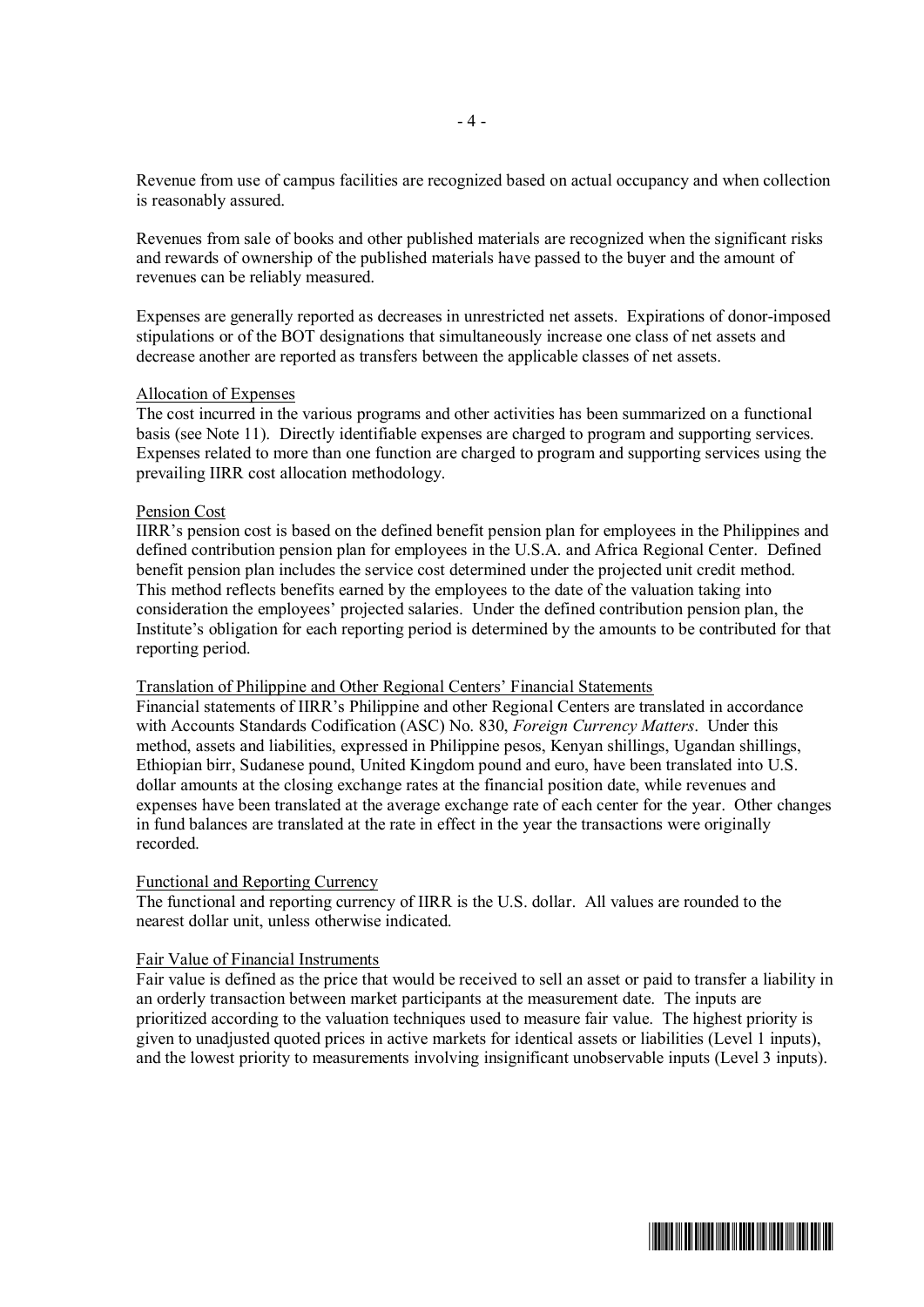Revenue from use of campus facilities are recognized based on actual occupancy and when collection is reasonably assured.

Revenues from sale of books and other published materials are recognized when the significant risks and rewards of ownership of the published materials have passed to the buyer and the amount of revenues can be reliably measured.

Expenses are generally reported as decreases in unrestricted net assets. Expirations of donor-imposed stipulations or of the BOT designations that simultaneously increase one class of net assets and decrease another are reported as transfers between the applicable classes of net assets.

Allocation of Expenses
The cost incurred in the various programs and other activities has been summarized on a functional basis (see Note 11). Directly identifiable expenses are charged to program and supporting services. Expenses related to more than one function are charged to program and supporting services using the prevailing IIRR cost allocation methodology.

Pension Cost
IIRR's pension cost is based on the defined benefit pension plan for employees in the Philippines and defined contribution pension plan for employees in the U.S.A. and Africa Regional Center. Defined benefit pension plan includes the service cost determined under the projected unit credit method. This method reflects benefits earned by the employees to the date of the valuation taking into consideration the employees' projected salaries. Under the defined contribution pension plan, the Institute's obligation for each reporting period is determined by the amounts to be contributed for that reporting period.

Translation of Philippine and Other Regional Centers' Financial Statements
Financial statements of IIRR's Philippine and other Regional Centers are translated in accordance with Accounts Standards Codification (ASC) No. 830, *Foreign Currency Matters*. Under this method, assets and liabilities, expressed in Philippine pesos, Kenyan shillings, Ugandan shillings, Ethiopian birr, Sudanese pound, United Kingdom pound and euro, have been translated into U.S. dollar amounts at the closing exchange rates at the financial position date, while revenues and expenses have been translated at the average exchange rate of each center for the year. Other changes in fund balances are translated at the rate in effect in the year the transactions were originally recorded.

Functional and Reporting Currency
The functional and reporting currency of IIRR is the U.S. dollar. All values are rounded to the nearest dollar unit, unless otherwise indicated.

Fair Value of Financial Instruments
Fair value is defined as the price that would be received to sell an asset or paid to transfer a liability in an orderly transaction between market participants at the measurement date. The inputs are prioritized according to the valuation techniques used to measure fair value. The highest priority is given to unadjusted quoted prices in active markets for identical assets or liabilities (Level 1 inputs), and the lowest priority to measurements involving insignificant unobservable inputs (Level 3 inputs).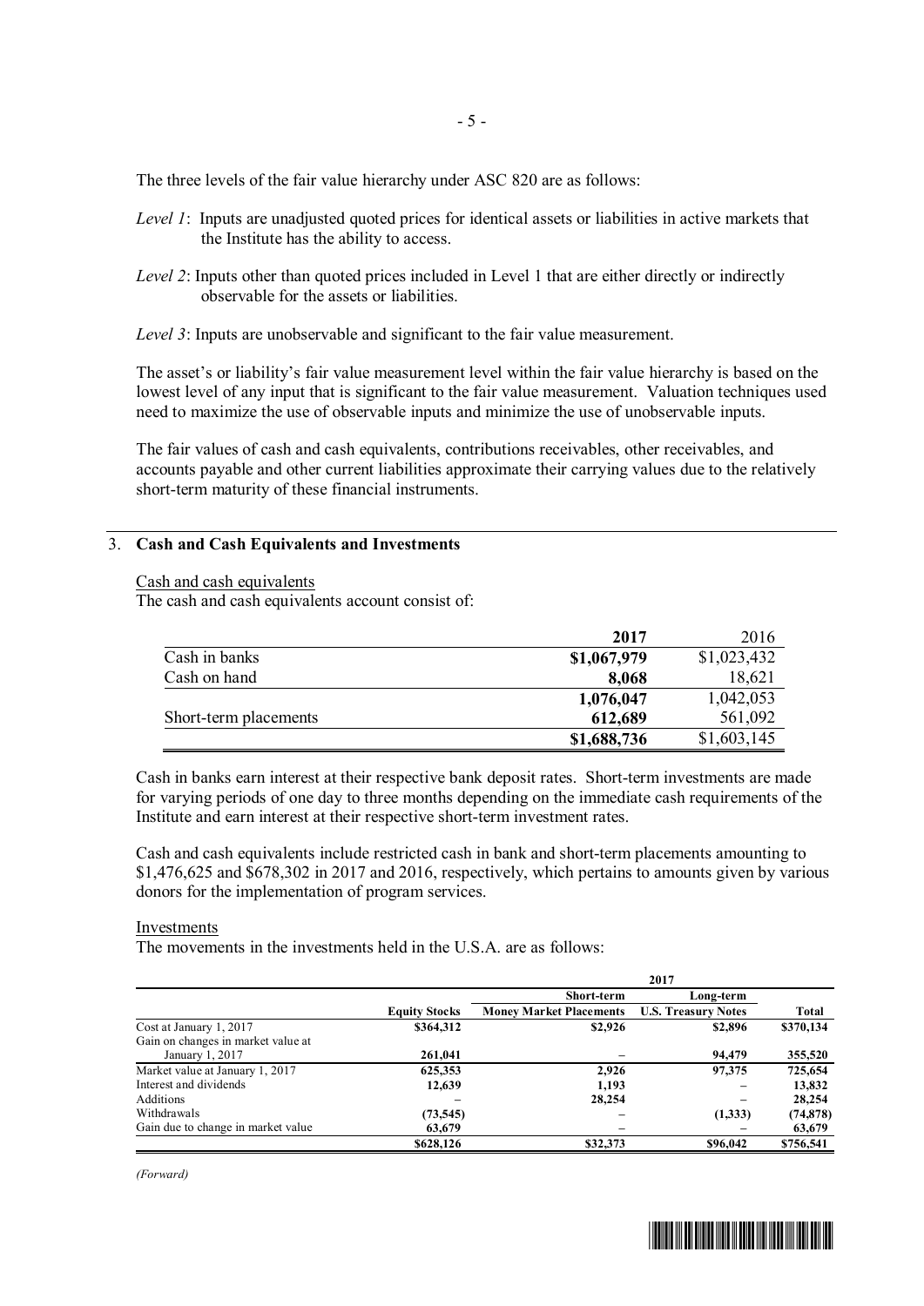The three levels of the fair value hierarchy under ASC 820 are as follows:

*Level 1*: Inputs are unadjusted quoted prices for identical assets or liabilities in active markets that the Institute has the ability to access.

*Level 2*: Inputs other than quoted prices included in Level 1 that are either directly or indirectly observable for the assets or liabilities.

*Level 3*: Inputs are unobservable and significant to the fair value measurement.

The asset's or liability's fair value measurement level within the fair value hierarchy is based on the lowest level of any input that is significant to the fair value measurement. Valuation techniques used need to maximize the use of observable inputs and minimize the use of unobservable inputs.

The fair values of cash and cash equivalents, contributions receivables, other receivables, and accounts payable and other current liabilities approximate their carrying values due to the relatively short-term maturity of these financial instruments.

## 3. Cash and Cash Equivalents and Investments

Cash and cash equivalents

The cash and cash equivalents account consist of:

| | **2017** | 2016 |
|---|---|---|
| Cash in banks | **$1,067,979** | $1,023,432 |
| Cash on hand | **8,068** | 18,621 |
| | **1,076,047** | 1,042,053 |
| Short-term placements | **612,689** | 561,092 |
| | **$1,688,736** | $1,603,145 |

Cash in banks earn interest at their respective bank deposit rates. Short-term investments are made for varying periods of one day to three months depending on the immediate cash requirements of the Institute and earn interest at their respective short-term investment rates.

Cash and cash equivalents include restricted cash in bank and short-term placements amounting to $1,476,625 and $678,302 in 2017 and 2016, respectively, which pertains to amounts given by various donors for the implementation of program services.

Investments

The movements in the investments held in the U.S.A. are as follows:

| | **2017** | | | |
|---|---|---|---|---|
| | **Equity Stocks** | **Short-term Money Market Placements** | **Long-term U.S. Treasury Notes** | **Total** |
| Cost at January 1, 2017 | **$364,312** | **$2,926** | **$2,896** | **$370,134** |
| Gain on changes in market value at January 1, 2017 | **261,041** | **–** | **94,479** | **355,520** |
| Market value at January 1, 2017 | **625,353** | **2,926** | **97,375** | **725,654** |
| Interest and dividends | **12,639** | **1,193** | **–** | **13,832** |
| Additions | **–** | **28,254** | **–** | **28,254** |
| Withdrawals | **(73,545)** | **–** | **(1,333)** | **(74,878)** |
| Gain due to change in market value | **63,679** | **–** | **–** | **63,679** |
| | **$628,126** | **$32,373** | **$96,042** | **$756,541** |

*(Forward)*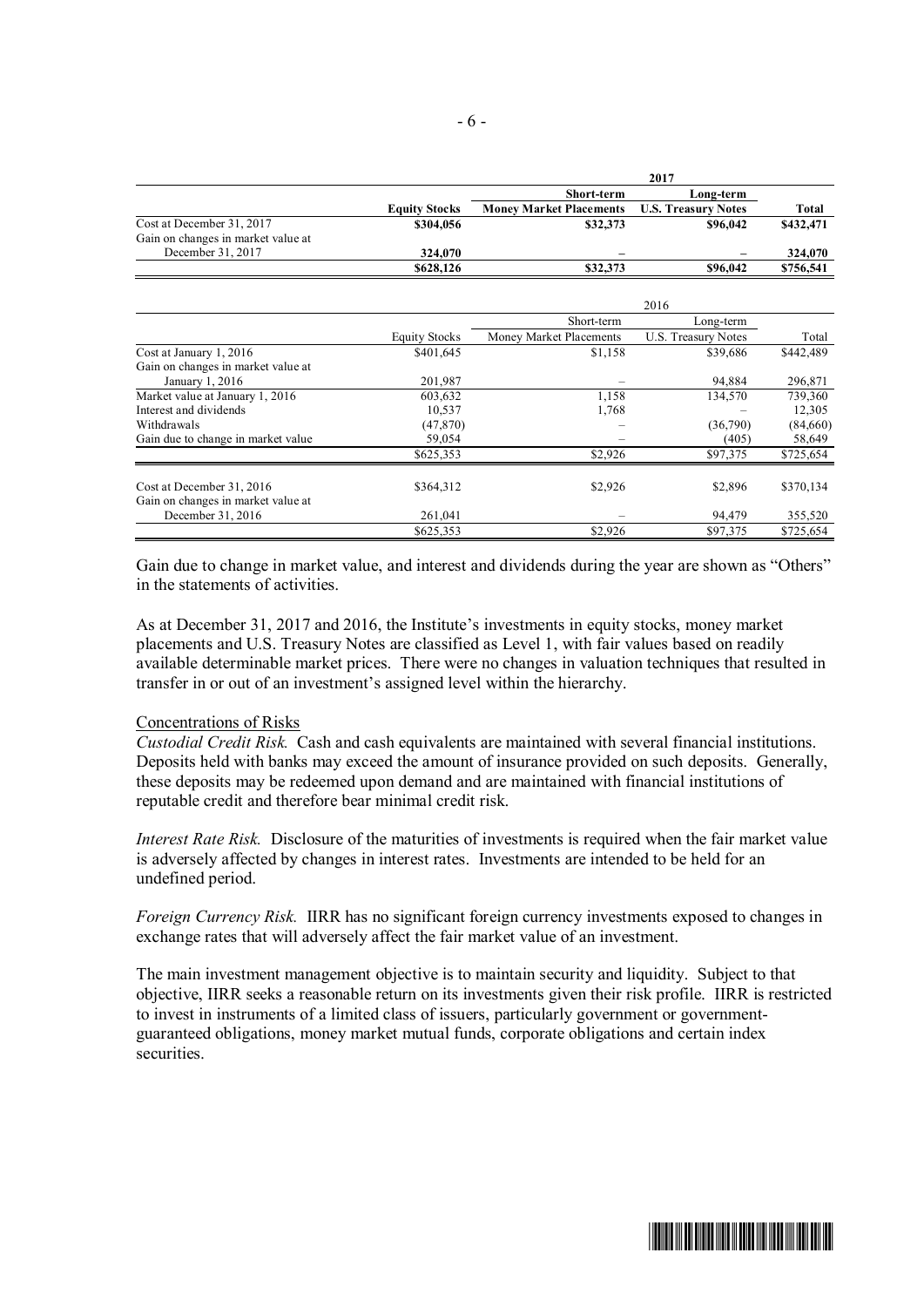| | 2017 | | | |
|---|---|---|---|---|
| | | **Short-term** | **Long-term** | |
| | **Equity Stocks** | **Money Market Placements** | **U.S. Treasury Notes** | **Total** |
| Cost at December 31, 2017 | **$304,056** | **$32,373** | **$96,042** | **$432,471** |
| Gain on changes in market value at December 31, 2017 | **324,070** | **–** | **–** | **324,070** |
| | **$628,126** | **$32,373** | **$96,042** | **$756,541** |

| | 2016 | | | |
|---|---|---|---|---|
| | | Short-term | Long-term | |
| | Equity Stocks | Money Market Placements | U.S. Treasury Notes | Total |
| Cost at January 1, 2016 | $401,645 | $1,158 | $39,686 | $442,489 |
| Gain on changes in market value at January 1, 2016 | 201,987 | – | 94,884 | 296,871 |
| Market value at January 1, 2016 | 603,632 | 1,158 | 134,570 | 739,360 |
| Interest and dividends | 10,537 | 1,768 | – | 12,305 |
| Withdrawals | (47,870) | – | (36,790) | (84,660) |
| Gain due to change in market value | 59,054 | – | (405) | 58,649 |
| | $625,353 | $2,926 | $97,375 | $725,654 |
| | | | | |
| Cost at December 31, 2016 | $364,312 | $2,926 | $2,896 | $370,134 |
| Gain on changes in market value at December 31, 2016 | 261,041 | – | 94,479 | 355,520 |
| | $625,353 | $2,926 | $97,375 | $725,654 |

Gain due to change in market value, and interest and dividends during the year are shown as "Others" in the statements of activities.

As at December 31, 2017 and 2016, the Institute's investments in equity stocks, money market placements and U.S. Treasury Notes are classified as Level 1, with fair values based on readily available determinable market prices. There were no changes in valuation techniques that resulted in transfer in or out of an investment's assigned level within the hierarchy.

Concentrations of Risks

*Custodial Credit Risk.* Cash and cash equivalents are maintained with several financial institutions. Deposits held with banks may exceed the amount of insurance provided on such deposits. Generally, these deposits may be redeemed upon demand and are maintained with financial institutions of reputable credit and therefore bear minimal credit risk.

*Interest Rate Risk.* Disclosure of the maturities of investments is required when the fair market value is adversely affected by changes in interest rates. Investments are intended to be held for an undefined period.

*Foreign Currency Risk.* IIRR has no significant foreign currency investments exposed to changes in exchange rates that will adversely affect the fair market value of an investment.

The main investment management objective is to maintain security and liquidity. Subject to that objective, IIRR seeks a reasonable return on its investments given their risk profile. IIRR is restricted to invest in instruments of a limited class of issuers, particularly government or government-guaranteed obligations, money market mutual funds, corporate obligations and certain index securities.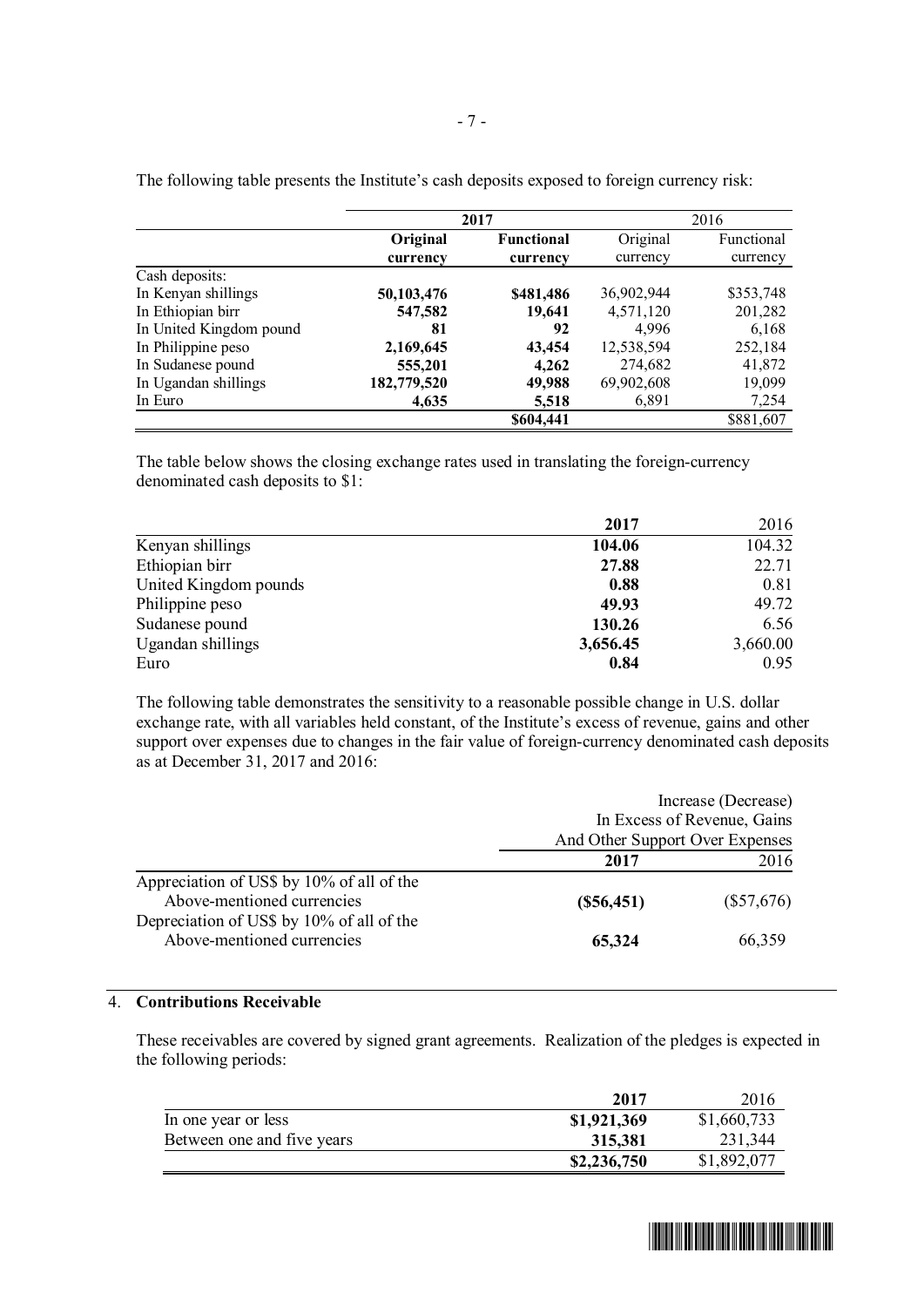The following table presents the Institute's cash deposits exposed to foreign currency risk:

| | **2017** | | 2016 | |
|---|---|---|---|---|
| | **Original currency** | **Functional currency** | Original currency | Functional currency |
| Cash deposits: | | | | |
| In Kenyan shillings | **50,103,476** | **$481,486** | 36,902,944 | $353,748 |
| In Ethiopian birr | **547,582** | **19,641** | 4,571,120 | 201,282 |
| In United Kingdom pound | **81** | **92** | 4,996 | 6,168 |
| In Philippine peso | **2,169,645** | **43,454** | 12,538,594 | 252,184 |
| In Sudanese pound | **555,201** | **4,262** | 274,682 | 41,872 |
| In Ugandan shillings | **182,779,520** | **49,988** | 69,902,608 | 19,099 |
| In Euro | **4,635** | **5,518** | 6,891 | 7,254 |
| | | **$604,441** | | $881,607 |

The table below shows the closing exchange rates used in translating the foreign-currency denominated cash deposits to $1:

| | **2017** | 2016 |
|---|---|---|
| Kenyan shillings | **104.06** | 104.32 |
| Ethiopian birr | **27.88** | 22.71 |
| United Kingdom pounds | **0.88** | 0.81 |
| Philippine peso | **49.93** | 49.72 |
| Sudanese pound | **130.26** | 6.56 |
| Ugandan shillings | **3,656.45** | 3,660.00 |
| Euro | **0.84** | 0.95 |

The following table demonstrates the sensitivity to a reasonable possible change in U.S. dollar exchange rate, with all variables held constant, of the Institute's excess of revenue, gains and other support over expenses due to changes in the fair value of foreign-currency denominated cash deposits as at December 31, 2017 and 2016:

| | Increase (Decrease) In Excess of Revenue, Gains And Other Support Over Expenses | |
|---|---|---|
| | **2017** | 2016 |
| Appreciation of US$ by 10% of all of the Above-mentioned currencies | **($56,451)** | ($57,676) |
| Depreciation of US$ by 10% of all of the Above-mentioned currencies | **65,324** | 66,359 |

## 4. Contributions Receivable

These receivables are covered by signed grant agreements. Realization of the pledges is expected in the following periods:

| | **2017** | 2016 |
|---|---|---|
| In one year or less | **$1,921,369** | $1,660,733 |
| Between one and five years | **315,381** | 231,344 |
| | **$2,236,750** | $1,892,077 |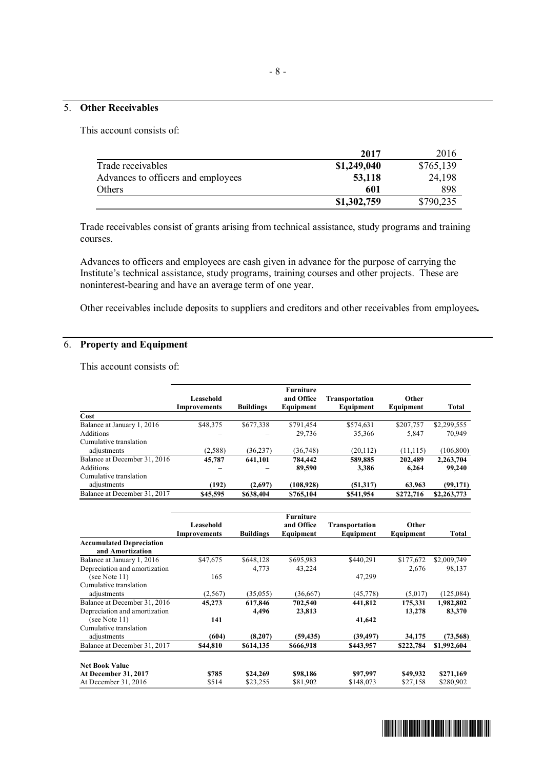## 5. Other Receivables

This account consists of:

| | 2017 | 2016 |
|---|---|---|
| Trade receivables | $1,249,040 | $765,139 |
| Advances to officers and employees | 53,118 | 24,198 |
| Others | 601 | 898 |
| | $1,302,759 | $790,235 |

Trade receivables consist of grants arising from technical assistance, study programs and training courses.

Advances to officers and employees are cash given in advance for the purpose of carrying the Institute's technical assistance, study programs, training courses and other projects. These are noninterest-bearing and have an average term of one year.

Other receivables include deposits to suppliers and creditors and other receivables from employees**.**

## 6. Property and Equipment

This account consists of:

| | Leasehold Improvements | Buildings | Furniture and Office Equipment | Transportation Equipment | Other Equipment | Total |
|---|---|---|---|---|---|---|
| **Cost** | | | | | | |
| Balance at January 1, 2016 | $48,375 | $677,338 | $791,454 | $574,631 | $207,757 | $2,299,555 |
| Additions | – | – | 29,736 | 35,366 | 5,847 | 70,949 |
| Cumulative translation adjustments | (2,588) | (36,237) | (36,748) | (20,112) | (11,115) | (106,800) |
| Balance at December 31, 2016 | 45,787 | 641,101 | 784,442 | 589,885 | 202,489 | 2,263,704 |
| Additions | – | – | 89,590 | 3,386 | 6,264 | 99,240 |
| Cumulative translation adjustments | (192) | (2,697) | (108,928) | (51,317) | 63,963 | (99,171) |
| Balance at December 31, 2017 | $45,595 | $638,404 | $765,104 | $541,954 | $272,716 | $2,263,773 |

| | Leasehold Improvements | Buildings | Furniture and Office Equipment | Transportation Equipment | Other Equipment | Total |
|---|---|---|---|---|---|---|
| **Accumulated Depreciation and Amortization** | | | | | | |
| Balance at January 1, 2016 | $47,675 | $648,128 | $695,983 | $440,291 | $177,672 | $2,009,749 |
| Depreciation and amortization (see Note 11) | 165 | 4,773 | 43,224 | 47,299 | 2,676 | 98,137 |
| Cumulative translation adjustments | (2,567) | (35,055) | (36,667) | (45,778) | (5,017) | (125,084) |
| Balance at December 31, 2016 | 45,273 | 617,846 | 702,540 | 441,812 | 175,331 | 1,982,802 |
| Depreciation and amortization (see Note 11) | 141 | 4,496 | 23,813 | 41,642 | 13,278 | 83,370 |
| Cumulative translation adjustments | (604) | (8,207) | (59,435) | (39,497) | 34,175 | (73,568) |
| Balance at December 31, 2017 | $44,810 | $614,135 | $666,918 | $443,957 | $222,784 | $1,992,604 |
| | | | | | | |
| **Net Book Value** | | | | | | |
| **At December 31, 2017** | $785 | $24,269 | $98,186 | $97,997 | $49,932 | $271,169 |
| At December 31, 2016 | $514 | $23,255 | $81,902 | $148,073 | $27,158 | $280,902 |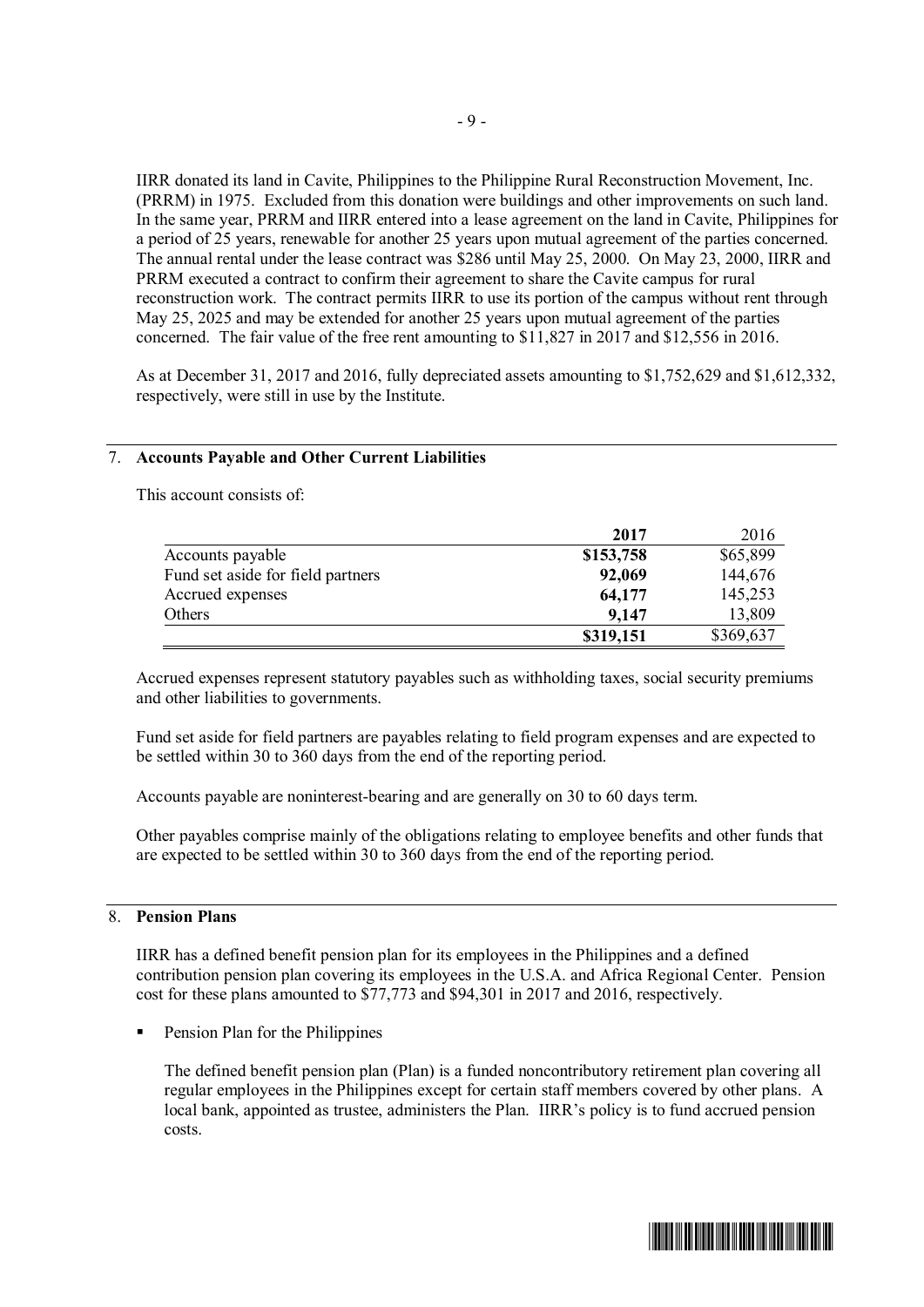IIRR donated its land in Cavite, Philippines to the Philippine Rural Reconstruction Movement, Inc. (PRRM) in 1975. Excluded from this donation were buildings and other improvements on such land. In the same year, PRRM and IIRR entered into a lease agreement on the land in Cavite, Philippines for a period of 25 years, renewable for another 25 years upon mutual agreement of the parties concerned. The annual rental under the lease contract was $286 until May 25, 2000. On May 23, 2000, IIRR and PRRM executed a contract to confirm their agreement to share the Cavite campus for rural reconstruction work. The contract permits IIRR to use its portion of the campus without rent through May 25, 2025 and may be extended for another 25 years upon mutual agreement of the parties concerned. The fair value of the free rent amounting to $11,827 in 2017 and $12,556 in 2016.

As at December 31, 2017 and 2016, fully depreciated assets amounting to $1,752,629 and $1,612,332, respectively, were still in use by the Institute.

## 7. Accounts Payable and Other Current Liabilities

This account consists of:

| | **2017** | 2016 |
|---|---|---|
| Accounts payable | **$153,758** | $65,899 |
| Fund set aside for field partners | **92,069** | 144,676 |
| Accrued expenses | **64,177** | 145,253 |
| Others | **9,147** | 13,809 |
| | **$319,151** | $369,637 |

Accrued expenses represent statutory payables such as withholding taxes, social security premiums and other liabilities to governments.

Fund set aside for field partners are payables relating to field program expenses and are expected to be settled within 30 to 360 days from the end of the reporting period.

Accounts payable are noninterest-bearing and are generally on 30 to 60 days term.

Other payables comprise mainly of the obligations relating to employee benefits and other funds that are expected to be settled within 30 to 360 days from the end of the reporting period.

## 8. Pension Plans

IIRR has a defined benefit pension plan for its employees in the Philippines and a defined contribution pension plan covering its employees in the U.S.A. and Africa Regional Center. Pension cost for these plans amounted to $77,773 and $94,301 in 2017 and 2016, respectively.

- Pension Plan for the Philippines

  The defined benefit pension plan (Plan) is a funded noncontributory retirement plan covering all regular employees in the Philippines except for certain staff members covered by other plans. A local bank, appointed as trustee, administers the Plan. IIRR's policy is to fund accrued pension costs.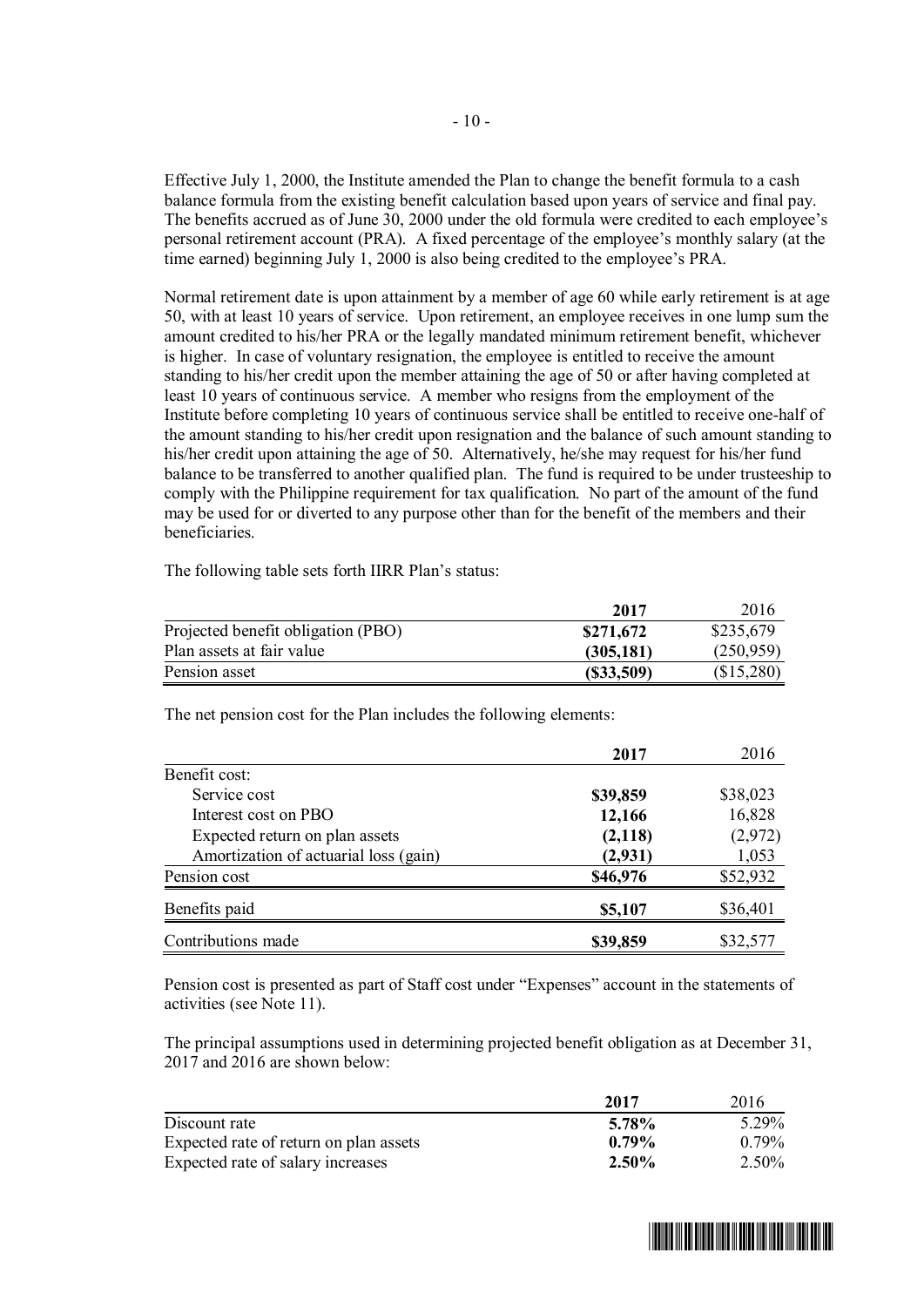Effective July 1, 2000, the Institute amended the Plan to change the benefit formula to a cash balance formula from the existing benefit calculation based upon years of service and final pay. The benefits accrued as of June 30, 2000 under the old formula were credited to each employee's personal retirement account (PRA). A fixed percentage of the employee's monthly salary (at the time earned) beginning July 1, 2000 is also being credited to the employee's PRA.

Normal retirement date is upon attainment by a member of age 60 while early retirement is at age 50, with at least 10 years of service. Upon retirement, an employee receives in one lump sum the amount credited to his/her PRA or the legally mandated minimum retirement benefit, whichever is higher. In case of voluntary resignation, the employee is entitled to receive the amount standing to his/her credit upon the member attaining the age of 50 or after having completed at least 10 years of continuous service. A member who resigns from the employment of the Institute before completing 10 years of continuous service shall be entitled to receive one-half of the amount standing to his/her credit upon resignation and the balance of such amount standing to his/her credit upon attaining the age of 50. Alternatively, he/she may request for his/her fund balance to be transferred to another qualified plan. The fund is required to be under trusteeship to comply with the Philippine requirement for tax qualification. No part of the amount of the fund may be used for or diverted to any purpose other than for the benefit of the members and their beneficiaries.

The following table sets forth IIRR Plan's status:

| | **2017** | 2016 |
|---|---|---|
| Projected benefit obligation (PBO) | **$271,672** | $235,679 |
| Plan assets at fair value | **(305,181)** | (250,959) |
| Pension asset | **($33,509)** | ($15,280) |

The net pension cost for the Plan includes the following elements:

| | **2017** | 2016 |
|---|---|---|
| Benefit cost: | | |
| Service cost | **$39,859** | $38,023 |
| Interest cost on PBO | **12,166** | 16,828 |
| Expected return on plan assets | **(2,118)** | (2,972) |
| Amortization of actuarial loss (gain) | **(2,931)** | 1,053 |
| Pension cost | **$46,976** | $52,932 |
| Benefits paid | **$5,107** | $36,401 |
| Contributions made | **$39,859** | $32,577 |

Pension cost is presented as part of Staff cost under "Expenses" account in the statements of activities (see Note 11).

The principal assumptions used in determining projected benefit obligation as at December 31, 2017 and 2016 are shown below:

| | **2017** | 2016 |
|---|---|---|
| Discount rate | **5.78%** | 5.29% |
| Expected rate of return on plan assets | **0.79%** | 0.79% |
| Expected rate of salary increases | **2.50%** | 2.50% |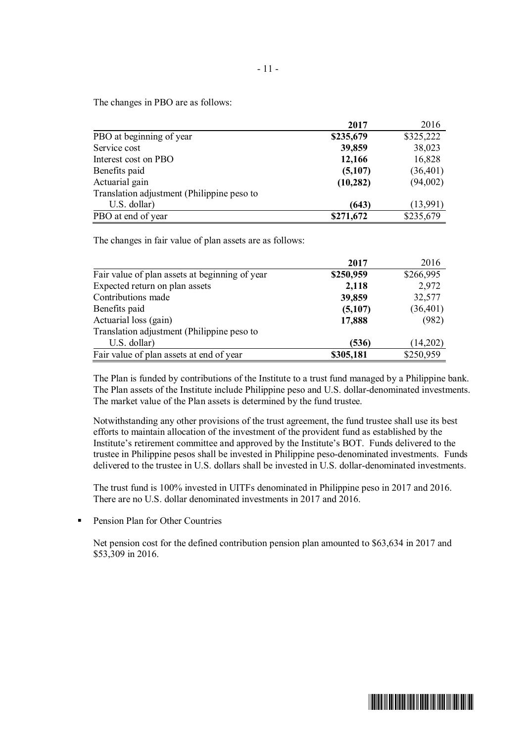The changes in PBO are as follows:

| | **2017** | 2016 |
|---|---|---|
| PBO at beginning of year | **$235,679** | $325,222 |
| Service cost | **39,859** | 38,023 |
| Interest cost on PBO | **12,166** | 16,828 |
| Benefits paid | **(5,107)** | (36,401) |
| Actuarial gain | **(10,282)** | (94,002) |
| Translation adjustment (Philippine peso to U.S. dollar) | **(643)** | (13,991) |
| PBO at end of year | **$271,672** | $235,679 |

The changes in fair value of plan assets are as follows:

| | **2017** | 2016 |
|---|---|---|
| Fair value of plan assets at beginning of year | **$250,959** | $266,995 |
| Expected return on plan assets | **2,118** | 2,972 |
| Contributions made | **39,859** | 32,577 |
| Benefits paid | **(5,107)** | (36,401) |
| Actuarial loss (gain) | **17,888** | (982) |
| Translation adjustment (Philippine peso to U.S. dollar) | **(536)** | (14,202) |
| Fair value of plan assets at end of year | **$305,181** | $250,959 |

The Plan is funded by contributions of the Institute to a trust fund managed by a Philippine bank. The Plan assets of the Institute include Philippine peso and U.S. dollar-denominated investments. The market value of the Plan assets is determined by the fund trustee.

Notwithstanding any other provisions of the trust agreement, the fund trustee shall use its best efforts to maintain allocation of the investment of the provident fund as established by the Institute's retirement committee and approved by the Institute's BOT. Funds delivered to the trustee in Philippine pesos shall be invested in Philippine peso-denominated investments. Funds delivered to the trustee in U.S. dollars shall be invested in U.S. dollar-denominated investments.

The trust fund is 100% invested in UITFs denominated in Philippine peso in 2017 and 2016. There are no U.S. dollar denominated investments in 2017 and 2016.

- Pension Plan for Other Countries

  Net pension cost for the defined contribution pension plan amounted to $63,634 in 2017 and $53,309 in 2016.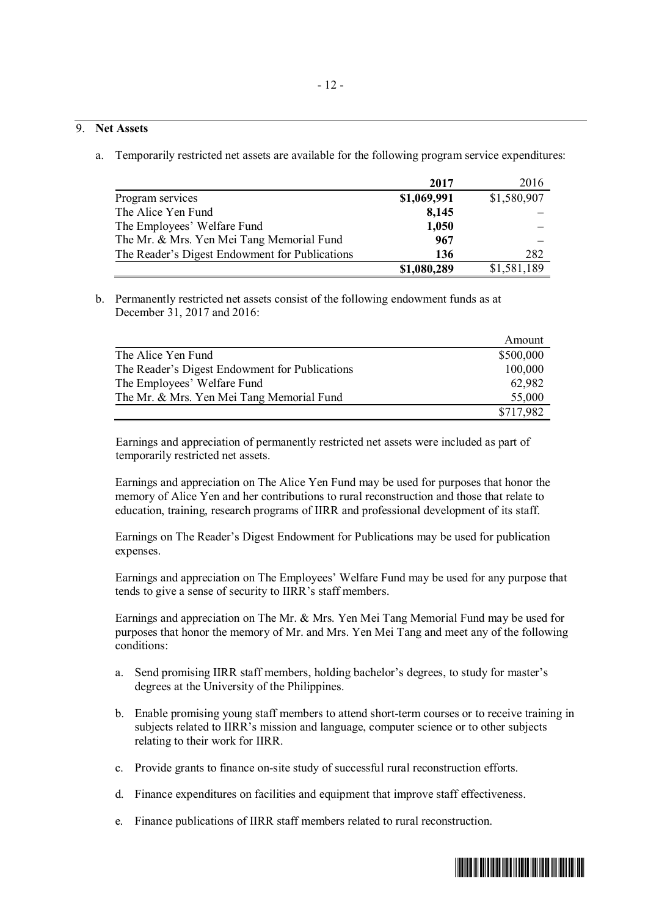## 9. **Net Assets**

a. Temporarily restricted net assets are available for the following program service expenditures:

| | **2017** | 2016 |
|---|---|---|
| Program services | **$1,069,991** | $1,580,907 |
| The Alice Yen Fund | **8,145** | – |
| The Employees' Welfare Fund | **1,050** | – |
| The Mr. & Mrs. Yen Mei Tang Memorial Fund | **967** | – |
| The Reader's Digest Endowment for Publications | **136** | 282 |
| | **$1,080,289** | $1,581,189 |

b. Permanently restricted net assets consist of the following endowment funds as at December 31, 2017 and 2016:

| | Amount |
|---|---|
| The Alice Yen Fund | $500,000 |
| The Reader's Digest Endowment for Publications | 100,000 |
| The Employees' Welfare Fund | 62,982 |
| The Mr. & Mrs. Yen Mei Tang Memorial Fund | 55,000 |
| | $717,982 |

Earnings and appreciation of permanently restricted net assets were included as part of temporarily restricted net assets.

Earnings and appreciation on The Alice Yen Fund may be used for purposes that honor the memory of Alice Yen and her contributions to rural reconstruction and those that relate to education, training, research programs of IIRR and professional development of its staff.

Earnings on The Reader's Digest Endowment for Publications may be used for publication expenses.

Earnings and appreciation on The Employees' Welfare Fund may be used for any purpose that tends to give a sense of security to IIRR's staff members.

Earnings and appreciation on The Mr. & Mrs. Yen Mei Tang Memorial Fund may be used for purposes that honor the memory of Mr. and Mrs. Yen Mei Tang and meet any of the following conditions:

a. Send promising IIRR staff members, holding bachelor's degrees, to study for master's degrees at the University of the Philippines.

b. Enable promising young staff members to attend short-term courses or to receive training in subjects related to IIRR's mission and language, computer science or to other subjects relating to their work for IIRR.

c. Provide grants to finance on-site study of successful rural reconstruction efforts.

d. Finance expenditures on facilities and equipment that improve staff effectiveness.

e. Finance publications of IIRR staff members related to rural reconstruction.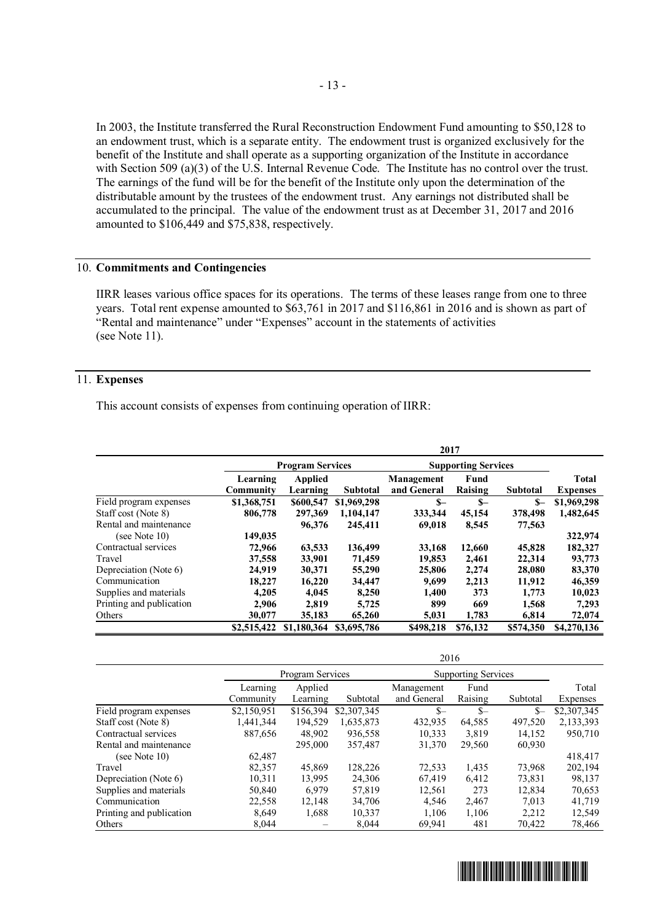In 2003, the Institute transferred the Rural Reconstruction Endowment Fund amounting to $50,128 to an endowment trust, which is a separate entity. The endowment trust is organized exclusively for the benefit of the Institute and shall operate as a supporting organization of the Institute in accordance with Section 509 (a)(3) of the U.S. Internal Revenue Code. The Institute has no control over the trust. The earnings of the fund will be for the benefit of the Institute only upon the determination of the distributable amount by the trustees of the endowment trust. Any earnings not distributed shall be accumulated to the principal. The value of the endowment trust as at December 31, 2017 and 2016 amounted to $106,449 and $75,838, respectively.

## 10. **Commitments and Contingencies**

IIRR leases various office spaces for its operations. The terms of these leases range from one to three years. Total rent expense amounted to $63,761 in 2017 and $116,861 in 2016 and is shown as part of "Rental and maintenance" under "Expenses" account in the statements of activities (see Note 11).

## 11. **Expenses**

This account consists of expenses from continuing operation of IIRR:

| | **2017** | | | | | | |
|---|---|---|---|---|---|---|---|
| | **Program Services** | | | **Supporting Services** | | | |
| | **Learning Community** | **Applied Learning** | **Subtotal** | **Management and General** | **Fund Raising** | **Subtotal** | **Total Expenses** |
| Field program expenses | **$1,368,751** | **$600,547** | **$1,969,298** | **$–** | **$–** | **$–** | **$1,969,298** |
| Staff cost (Note 8) | **806,778** | **297,369** | **1,104,147** | **333,344** | **45,154** | **378,498** | **1,482,645** |
| Rental and maintenance (see Note 10) | **149,035** | **96,376** | **245,411** | **69,018** | **8,545** | **77,563** | **322,974** |
| Contractual services | **72,966** | **63,533** | **136,499** | **33,168** | **12,660** | **45,828** | **182,327** |
| Travel | **37,558** | **33,901** | **71,459** | **19,853** | **2,461** | **22,314** | **93,773** |
| Depreciation (Note 6) | **24,919** | **30,371** | **55,290** | **25,806** | **2,274** | **28,080** | **83,370** |
| Communication | **18,227** | **16,220** | **34,447** | **9,699** | **2,213** | **11,912** | **46,359** |
| Supplies and materials | **4,205** | **4,045** | **8,250** | **1,400** | **373** | **1,773** | **10,023** |
| Printing and publication | **2,906** | **2,819** | **5,725** | **899** | **669** | **1,568** | **7,293** |
| Others | **30,077** | **35,183** | **65,260** | **5,031** | **1,783** | **6,814** | **72,074** |
| | **$2,515,422** | **$1,180,364** | **$3,695,786** | **$498,218** | **$76,132** | **$574,350** | **$4,270,136** |

| | 2016 | | | | | | |
|---|---|---|---|---|---|---|---|
| | Program Services | | | Supporting Services | | | |
| | Learning Community | Applied Learning | Subtotal | Management and General | Fund Raising | Subtotal | Total Expenses |
| Field program expenses | $2,150,951 | $156,394 | $2,307,345 | $– | $– | $– | $2,307,345 |
| Staff cost (Note 8) | 1,441,344 | 194,529 | 1,635,873 | 432,935 | 64,585 | 497,520 | 2,133,393 |
| Contractual services | 887,656 | 48,902 | 936,558 | 10,333 | 3,819 | 14,152 | 950,710 |
| Rental and maintenance (see Note 10) | 62,487 | 295,000 | 357,487 | 31,370 | 29,560 | 60,930 | 418,417 |
| Travel | 82,357 | 45,869 | 128,226 | 72,533 | 1,435 | 73,968 | 202,194 |
| Depreciation (Note 6) | 10,311 | 13,995 | 24,306 | 67,419 | 6,412 | 73,831 | 98,137 |
| Supplies and materials | 50,840 | 6,979 | 57,819 | 12,561 | 273 | 12,834 | 70,653 |
| Communication | 22,558 | 12,148 | 34,706 | 4,546 | 2,467 | 7,013 | 41,719 |
| Printing and publication | 8,649 | 1,688 | 10,337 | 1,106 | 1,106 | 2,212 | 12,549 |
| Others | 8,044 | – | 8,044 | 69,941 | 481 | 70,422 | 78,466 |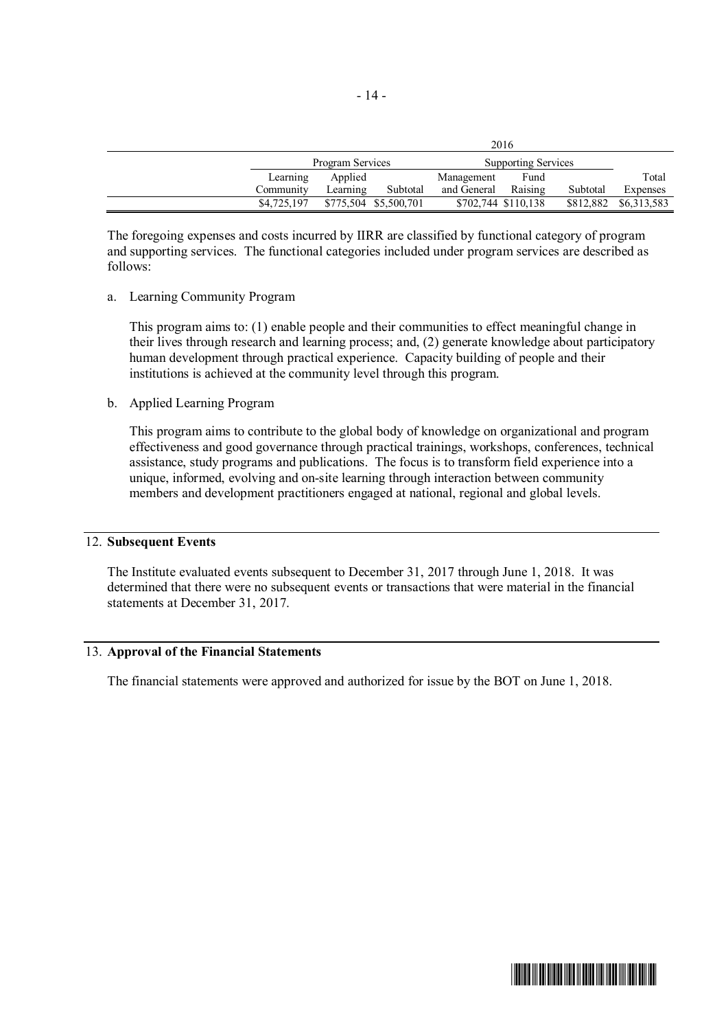| | 2016 | | | | | | |
|---|---|---|---|---|---|---|---|
| | Program Services | | | Supporting Services | | | |
| | Learning Community | Applied Learning | Subtotal | Management and General | Fund Raising | Subtotal | Total Expenses |
| | $4,725,197 | $775,504 | $5,500,701 | $702,744 | $110,138 | $812,882 | $6,313,583 |

The foregoing expenses and costs incurred by IIRR are classified by functional category of program and supporting services. The functional categories included under program services are described as follows:

a. Learning Community Program

   This program aims to: (1) enable people and their communities to effect meaningful change in their lives through research and learning process; and, (2) generate knowledge about participatory human development through practical experience. Capacity building of people and their institutions is achieved at the community level through this program.

b. Applied Learning Program

   This program aims to contribute to the global body of knowledge on organizational and program effectiveness and good governance through practical trainings, workshops, conferences, technical assistance, study programs and publications. The focus is to transform field experience into a unique, informed, evolving and on-site learning through interaction between community members and development practitioners engaged at national, regional and global levels.

## 12. **Subsequent Events**

The Institute evaluated events subsequent to December 31, 2017 through June 1, 2018. It was determined that there were no subsequent events or transactions that were material in the financial statements at December 31, 2017.

## 13. **Approval of the Financial Statements**

The financial statements were approved and authorized for issue by the BOT on June 1, 2018.